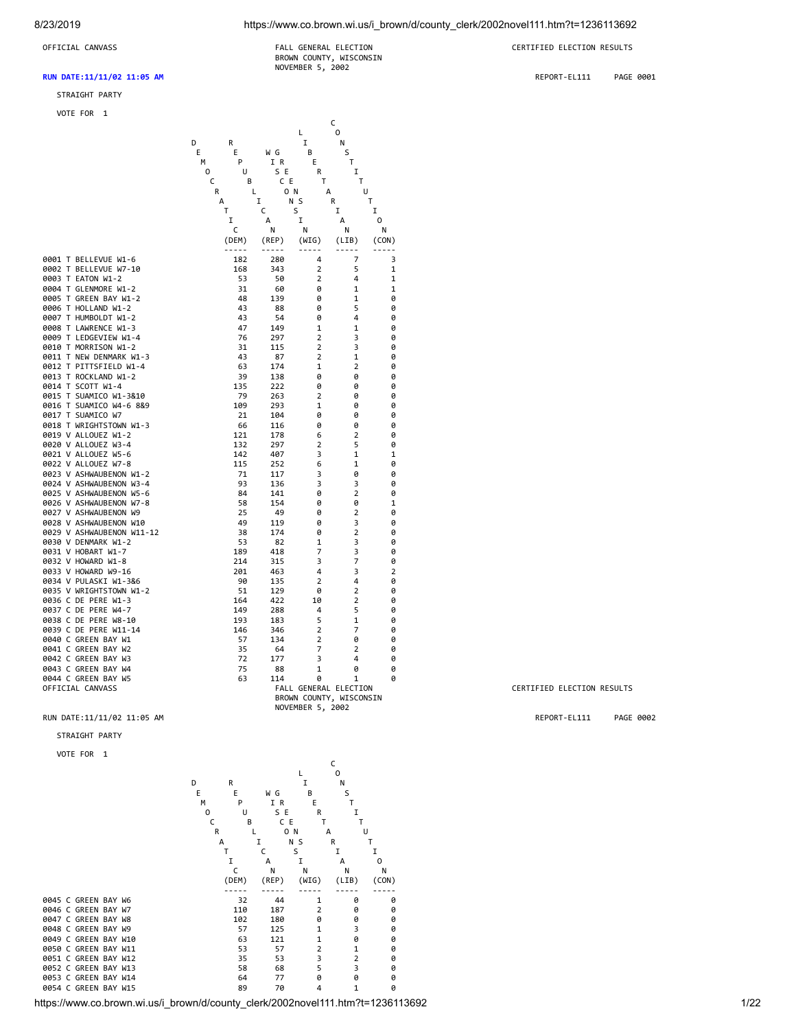OFFICIAL CANVASS

FALL GENERAL ELECTION
BROWN COUNTY, WISCONSIN
NOVEMBER 5, 2002

CERTIFIED ELECTION RESULTS

RUN DATE:11/11/02 11:05 AM

REPORT-EL111 PAGE 0001

STRAIGHT PARTY

VOTE FOR 1

| | DEMOCRATIC (DEM) | REPUBLICAN (REP) | WISCONSIN GREENS (WIG) | LIBERTARIAN (LIB) | CONSTITUTION (CON) |
|---|---|---|---|---|---|
| 0001 T BELLEVUE W1-6 | 182 | 280 | 4 | 7 | 3 |
| 0002 T BELLEVUE W7-10 | 168 | 343 | 2 | 5 | 1 |
| 0003 T EATON W1-2 | 53 | 50 | 2 | 4 | 1 |
| 0004 T GLENMORE W1-2 | 31 | 60 | 0 | 1 | 1 |
| 0005 T GREEN BAY W1-2 | 48 | 139 | 0 | 1 | 0 |
| 0006 T HOLLAND W1-2 | 43 | 88 | 0 | 5 | 0 |
| 0007 T HUMBOLDT W1-2 | 43 | 54 | 0 | 4 | 0 |
| 0008 T LAWRENCE W1-3 | 47 | 149 | 1 | 1 | 0 |
| 0009 T LEDGEVIEW W1-4 | 76 | 297 | 2 | 3 | 0 |
| 0010 T MORRISON W1-2 | 31 | 115 | 2 | 3 | 0 |
| 0011 T NEW DENMARK W1-3 | 43 | 87 | 2 | 1 | 0 |
| 0012 T PITTSFIELD W1-4 | 63 | 174 | 1 | 2 | 0 |
| 0013 T ROCKLAND W1-2 | 39 | 138 | 0 | 0 | 0 |
| 0014 T SCOTT W1-4 | 135 | 222 | 0 | 0 | 0 |
| 0015 T SUAMICO W1-3&10 | 79 | 263 | 2 | 0 | 0 |
| 0016 T SUAMICO W4-6 8&9 | 109 | 293 | 1 | 0 | 0 |
| 0017 T SUAMICO W7 | 21 | 104 | 0 | 0 | 0 |
| 0018 T WRIGHTSTOWN W1-3 | 66 | 116 | 0 | 0 | 0 |
| 0019 V ALLOUEZ W1-2 | 121 | 178 | 6 | 2 | 0 |
| 0020 V ALLOUEZ W3-4 | 132 | 297 | 2 | 5 | 0 |
| 0021 V ALLOUEZ W5-6 | 142 | 407 | 3 | 1 | 1 |
| 0022 V ALLOUEZ W7-8 | 115 | 252 | 6 | 1 | 0 |
| 0023 V ASHWAUBENON W1-2 | 71 | 117 | 3 | 0 | 0 |
| 0024 V ASHWAUBENON W3-4 | 93 | 136 | 3 | 3 | 0 |
| 0025 V ASHWAUBENON W5-6 | 84 | 141 | 0 | 2 | 0 |
| 0026 V ASHWAUBENON W7-8 | 58 | 154 | 0 | 0 | 1 |
| 0027 V ASHWAUBENON W9 | 25 | 49 | 0 | 2 | 0 |
| 0028 V ASHWAUBENON W10 | 49 | 119 | 0 | 3 | 0 |
| 0029 V ASHWAUBENON W11-12 | 38 | 174 | 0 | 2 | 0 |
| 0030 V DENMARK W1-2 | 53 | 82 | 1 | 3 | 0 |
| 0031 V HOBART W1-7 | 189 | 418 | 7 | 3 | 0 |
| 0032 V HOWARD W1-8 | 214 | 315 | 3 | 7 | 0 |
| 0033 V HOWARD W9-16 | 201 | 463 | 4 | 3 | 2 |
| 0034 V PULASKI W1-3&6 | 90 | 135 | 2 | 4 | 0 |
| 0035 V WRIGHTSTOWN W1-2 | 51 | 129 | 0 | 2 | 0 |
| 0036 C DE PERE W1-3 | 164 | 422 | 10 | 2 | 0 |
| 0037 C DE PERE W4-7 | 149 | 288 | 4 | 5 | 0 |
| 0038 C DE PERE W8-10 | 193 | 183 | 5 | 1 | 0 |
| 0039 C DE PERE W11-14 | 146 | 346 | 2 | 7 | 0 |
| 0040 C GREEN BAY W1 | 57 | 134 | 2 | 0 | 0 |
| 0041 C GREEN BAY W2 | 35 | 64 | 7 | 2 | 0 |
| 0042 C GREEN BAY W3 | 72 | 177 | 3 | 4 | 0 |
| 0043 C GREEN BAY W4 | 75 | 88 | 1 | 0 | 0 |
| 0044 C GREEN BAY W5 | 63 | 114 | 0 | 1 | 0 |

OFFICIAL CANVASS

FALL GENERAL ELECTION
BROWN COUNTY, WISCONSIN
NOVEMBER 5, 2002

CERTIFIED ELECTION RESULTS

RUN DATE:11/11/02 11:05 AM

REPORT-EL111 PAGE 0002

STRAIGHT PARTY

VOTE FOR 1

| | DEMOCRATIC (DEM) | REPUBLICAN (REP) | WISCONSIN GREENS (WIG) | LIBERTARIAN (LIB) | CONSTITUTION (CON) |
|---|---|---|---|---|---|
| 0045 C GREEN BAY W6 | 32 | 44 | 1 | 0 | 0 |
| 0046 C GREEN BAY W7 | 110 | 187 | 2 | 0 | 0 |
| 0047 C GREEN BAY W8 | 102 | 180 | 0 | 0 | 0 |
| 0048 C GREEN BAY W9 | 57 | 125 | 1 | 3 | 0 |
| 0049 C GREEN BAY W10 | 63 | 121 | 1 | 0 | 0 |
| 0050 C GREEN BAY W11 | 53 | 57 | 2 | 1 | 0 |
| 0051 C GREEN BAY W12 | 35 | 53 | 3 | 2 | 0 |
| 0052 C GREEN BAY W13 | 58 | 68 | 5 | 3 | 0 |
| 0053 C GREEN BAY W14 | 64 | 77 | 0 | 0 | 0 |
| 0054 C GREEN BAY W15 | 89 | 70 | 4 | 1 | 0 |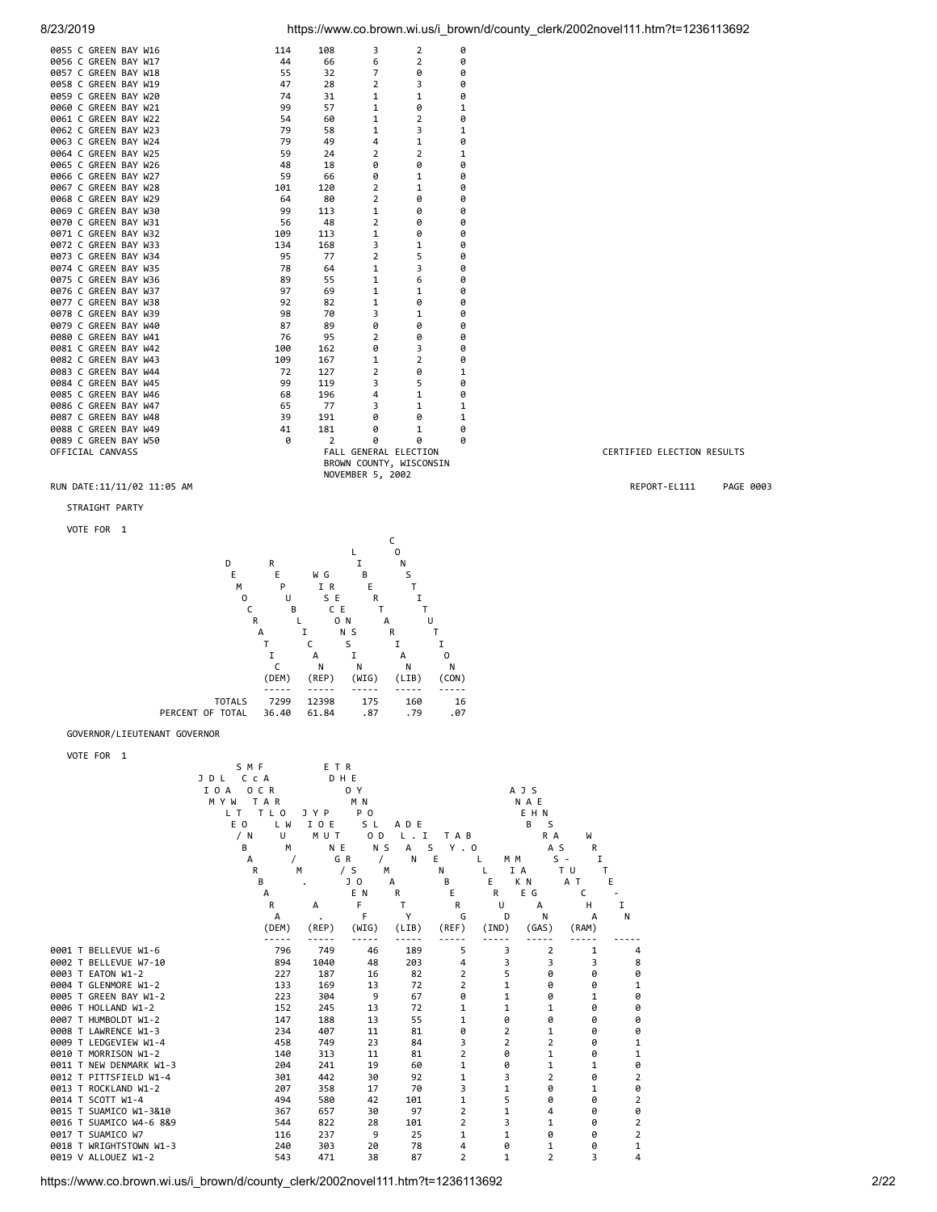| | | | | | |
|---|---|---|---|---|---|
| 0055 C GREEN BAY W16 | 114 | 108 | 3 | 2 | 0 |
| 0056 C GREEN BAY W17 | 44 | 66 | 6 | 2 | 0 |
| 0057 C GREEN BAY W18 | 55 | 32 | 7 | 0 | 0 |
| 0058 C GREEN BAY W19 | 47 | 28 | 2 | 3 | 0 |
| 0059 C GREEN BAY W20 | 74 | 31 | 1 | 1 | 0 |
| 0060 C GREEN BAY W21 | 99 | 57 | 1 | 0 | 1 |
| 0061 C GREEN BAY W22 | 54 | 60 | 1 | 2 | 0 |
| 0062 C GREEN BAY W23 | 79 | 58 | 1 | 3 | 1 |
| 0063 C GREEN BAY W24 | 79 | 49 | 4 | 1 | 0 |
| 0064 C GREEN BAY W25 | 59 | 24 | 2 | 2 | 1 |
| 0065 C GREEN BAY W26 | 48 | 18 | 0 | 0 | 0 |
| 0066 C GREEN BAY W27 | 59 | 66 | 0 | 1 | 0 |
| 0067 C GREEN BAY W28 | 101 | 120 | 2 | 1 | 0 |
| 0068 C GREEN BAY W29 | 64 | 80 | 2 | 0 | 0 |
| 0069 C GREEN BAY W30 | 99 | 113 | 1 | 0 | 0 |
| 0070 C GREEN BAY W31 | 56 | 48 | 2 | 0 | 0 |
| 0071 C GREEN BAY W32 | 109 | 113 | 1 | 0 | 0 |
| 0072 C GREEN BAY W33 | 134 | 168 | 3 | 1 | 0 |
| 0073 C GREEN BAY W34 | 95 | 77 | 2 | 5 | 0 |
| 0074 C GREEN BAY W35 | 78 | 64 | 1 | 3 | 0 |
| 0075 C GREEN BAY W36 | 89 | 55 | 1 | 6 | 0 |
| 0076 C GREEN BAY W37 | 97 | 69 | 1 | 1 | 0 |
| 0077 C GREEN BAY W38 | 92 | 82 | 1 | 0 | 0 |
| 0078 C GREEN BAY W39 | 98 | 70 | 3 | 1 | 0 |
| 0079 C GREEN BAY W40 | 87 | 89 | 0 | 0 | 0 |
| 0080 C GREEN BAY W41 | 76 | 95 | 2 | 0 | 0 |
| 0081 C GREEN BAY W42 | 100 | 162 | 0 | 3 | 0 |
| 0082 C GREEN BAY W43 | 109 | 167 | 1 | 2 | 0 |
| 0083 C GREEN BAY W44 | 72 | 127 | 2 | 0 | 1 |
| 0084 C GREEN BAY W45 | 99 | 119 | 3 | 5 | 0 |
| 0085 C GREEN BAY W46 | 68 | 196 | 4 | 1 | 0 |
| 0086 C GREEN BAY W47 | 65 | 77 | 3 | 1 | 1 |
| 0087 C GREEN BAY W48 | 39 | 191 | 0 | 0 | 1 |
| 0088 C GREEN BAY W49 | 41 | 181 | 0 | 1 | 0 |
| 0089 C GREEN BAY W50 | 0 | 2 | 0 | 0 | 0 |

OFFICIAL CANVASS — FALL GENERAL ELECTION, BROWN COUNTY, WISCONSIN, NOVEMBER 5, 2002 — CERTIFIED ELECTION RESULTS

RUN DATE:11/11/02 11:05 AM — REPORT-EL111 PAGE 0003

STRAIGHT PARTY

VOTE FOR 1

| | DEMOCRATIC (DEM) | REPUBLICAN (REP) | WIGS CE ONS (WIG) | LIBERTARIAN (LIB) | CONSTITUTION (CON) |
|---|---|---|---|---|---|
| TOTALS | 7299 | 12398 | 175 | 160 | 16 |
| PERCENT OF TOTAL | 36.40 | 61.84 | .87 | .79 | .07 |

GOVERNOR/LIEUTENANT GOVERNOR

VOTE FOR 1

| | JIM DOYLE / BARBARA LAWTON (DEM) | SCOTT McCALLUM / M. A. FARROW (REP) | JIM YOUNG / JEFF PETERSON (WIG) | ED THOMPSON / M. ANGELA BRISCO (LIB) | ALAN D. EISENBERG / TIM PETERSON (REF) | TY A. BOLLERUD / MARTIN REYNOLDS (IND) | MIKE MANGAN / JANET ANTONIO (GAS) | AJ SHEKH / NAE ASTAS (RAM) | WRITE-IN |
|---|---|---|---|---|---|---|---|---|---|
| 0001 T BELLEVUE W1-6 | 796 | 749 | 46 | 189 | 5 | 3 | 2 | 1 | 4 |
| 0002 T BELLEVUE W7-10 | 894 | 1040 | 48 | 203 | 4 | 3 | 3 | 3 | 8 |
| 0003 T EATON W1-2 | 227 | 187 | 16 | 82 | 2 | 5 | 0 | 0 | 0 |
| 0004 T GLENMORE W1-2 | 133 | 169 | 13 | 72 | 2 | 1 | 0 | 0 | 1 |
| 0005 T GREEN BAY W1-2 | 223 | 304 | 9 | 67 | 0 | 1 | 0 | 1 | 0 |
| 0006 T HOLLAND W1-2 | 152 | 245 | 13 | 72 | 1 | 1 | 1 | 0 | 0 |
| 0007 T HUMBOLDT W1-2 | 147 | 188 | 13 | 55 | 1 | 0 | 0 | 0 | 0 |
| 0008 T LAWRENCE W1-3 | 234 | 407 | 11 | 81 | 0 | 2 | 1 | 0 | 0 |
| 0009 T LEDGEVIEW W1-4 | 458 | 749 | 23 | 84 | 3 | 2 | 2 | 0 | 1 |
| 0010 T MORRISON W1-2 | 140 | 313 | 11 | 81 | 2 | 0 | 1 | 0 | 1 |
| 0011 T NEW DENMARK W1-3 | 204 | 241 | 19 | 60 | 1 | 0 | 1 | 1 | 0 |
| 0012 T PITTSFIELD W1-4 | 301 | 442 | 30 | 92 | 1 | 3 | 2 | 0 | 2 |
| 0013 T ROCKLAND W1-2 | 207 | 358 | 17 | 70 | 3 | 1 | 0 | 1 | 0 |
| 0014 T SCOTT W1-4 | 494 | 580 | 42 | 101 | 1 | 5 | 0 | 0 | 2 |
| 0015 T SUAMICO W1-3&10 | 367 | 657 | 30 | 97 | 2 | 1 | 4 | 0 | 0 |
| 0016 T SUAMICO W4-6 8&9 | 544 | 822 | 28 | 101 | 2 | 3 | 1 | 0 | 2 |
| 0017 T SUAMICO W7 | 116 | 237 | 9 | 25 | 1 | 1 | 0 | 0 | 2 |
| 0018 T WRIGHTSTOWN W1-3 | 240 | 303 | 20 | 78 | 4 | 0 | 1 | 0 | 1 |
| 0019 V ALLOUEZ W1-2 | 543 | 471 | 38 | 87 | 2 | 1 | 2 | 3 | 4 |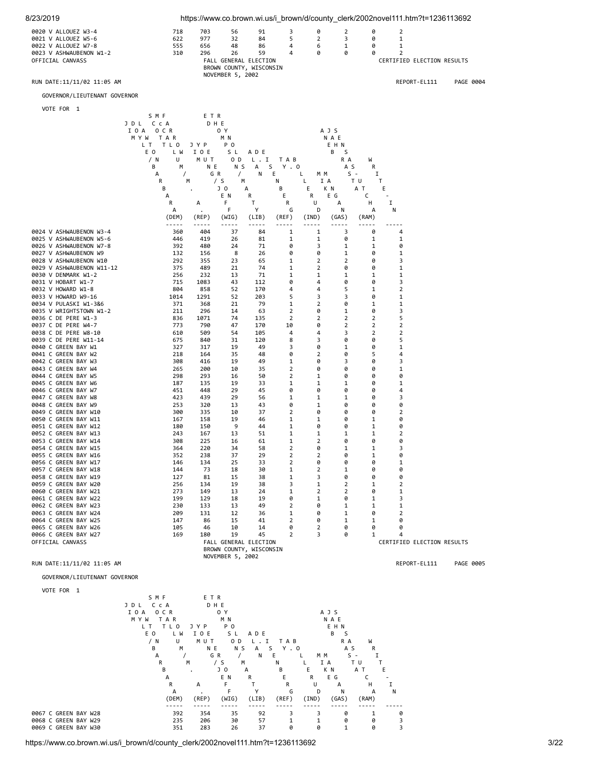| Precinct | | | | | | | | | |
|---|---|---|---|---|---|---|---|---|---|
| 0020 V ALLOUEZ W3-4 | 718 | 703 | 56 | 91 | 3 | 0 | 2 | 0 | 2 |
| 0021 V ALLOUEZ W5-6 | 622 | 977 | 32 | 84 | 5 | 2 | 3 | 0 | 1 |
| 0022 V ALLOUEZ W7-8 | 555 | 656 | 48 | 86 | 4 | 6 | 1 | 0 | 1 |
| 0023 V ASHWAUBENON W1-2 | 310 | 296 | 26 | 59 | 4 | 0 | 0 | 0 | 2 |

OFFICIAL CANVASS

FALL GENERAL ELECTION
BROWN COUNTY, WISCONSIN
NOVEMBER 5, 2002

CERTIFIED ELECTION RESULTS

RUN DATE:11/11/02 11:05 AM

REPORT-EL111 PAGE 0004

GOVERNOR/LIEUTENANT GOVERNOR

VOTE FOR 1

| Precinct | (DEM) | (REP) | (WIG) | (LIB) | (REF) | (IND) | (GAS) | (RAM) | WRITE-IN |
|---|---|---|---|---|---|---|---|---|---|
| 0024 V ASHWAUBENON W3-4 | 360 | 404 | 37 | 84 | 1 | 1 | 3 | 0 | 4 |
| 0025 V ASHWAUBENON W5-6 | 446 | 419 | 26 | 81 | 1 | 1 | 0 | 1 | 1 |
| 0026 V ASHWAUBENON W7-8 | 392 | 480 | 24 | 71 | 0 | 3 | 1 | 1 | 0 |
| 0027 V ASHWAUBENON W9 | 132 | 156 | 8 | 26 | 0 | 0 | 1 | 0 | 1 |
| 0028 V ASHWAUBENON W10 | 292 | 355 | 23 | 65 | 1 | 2 | 2 | 0 | 3 |
| 0029 V ASHWAUBENON W11-12 | 375 | 489 | 21 | 74 | 1 | 2 | 0 | 0 | 1 |
| 0030 V DENMARK W1-2 | 256 | 232 | 13 | 71 | 1 | 1 | 1 | 1 | 1 |
| 0031 V HOBART W1-7 | 715 | 1083 | 43 | 112 | 0 | 4 | 0 | 0 | 3 |
| 0032 V HOWARD W1-8 | 804 | 858 | 52 | 170 | 4 | 4 | 5 | 1 | 2 |
| 0033 V HOWARD W9-16 | 1014 | 1291 | 52 | 203 | 5 | 3 | 3 | 0 | 1 |
| 0034 V PULASKI W1-3&6 | 371 | 368 | 21 | 79 | 1 | 2 | 0 | 1 | 1 |
| 0035 V WRIGHTSTOWN W1-2 | 211 | 296 | 14 | 63 | 2 | 0 | 1 | 0 | 3 |
| 0036 C DE PERE W1-3 | 836 | 1071 | 74 | 135 | 2 | 2 | 2 | 2 | 5 |
| 0037 C DE PERE W4-7 | 773 | 790 | 47 | 170 | 10 | 0 | 2 | 2 | 2 |
| 0038 C DE PERE W8-10 | 610 | 509 | 54 | 105 | 4 | 4 | 3 | 2 | 2 |
| 0039 C DE PERE W11-14 | 675 | 840 | 31 | 120 | 8 | 3 | 0 | 0 | 5 |
| 0040 C GREEN BAY W1 | 327 | 317 | 19 | 49 | 3 | 0 | 1 | 0 | 1 |
| 0041 C GREEN BAY W2 | 218 | 164 | 35 | 48 | 0 | 2 | 0 | 5 | 4 |
| 0042 C GREEN BAY W3 | 308 | 416 | 19 | 49 | 1 | 0 | 3 | 0 | 3 |
| 0043 C GREEN BAY W4 | 265 | 200 | 10 | 35 | 2 | 0 | 0 | 0 | 1 |
| 0044 C GREEN BAY W5 | 298 | 293 | 16 | 50 | 2 | 1 | 0 | 0 | 0 |
| 0045 C GREEN BAY W6 | 187 | 135 | 19 | 33 | 1 | 1 | 1 | 0 | 1 |
| 0046 C GREEN BAY W7 | 451 | 448 | 29 | 45 | 0 | 0 | 0 | 0 | 4 |
| 0047 C GREEN BAY W8 | 423 | 439 | 29 | 56 | 1 | 1 | 1 | 0 | 3 |
| 0048 C GREEN BAY W9 | 253 | 320 | 13 | 43 | 0 | 1 | 0 | 0 | 0 |
| 0049 C GREEN BAY W10 | 300 | 335 | 10 | 37 | 2 | 0 | 0 | 0 | 2 |
| 0050 C GREEN BAY W11 | 167 | 158 | 19 | 46 | 1 | 1 | 0 | 1 | 0 |
| 0051 C GREEN BAY W12 | 180 | 150 | 9 | 44 | 1 | 0 | 0 | 1 | 0 |
| 0052 C GREEN BAY W13 | 243 | 167 | 13 | 51 | 1 | 1 | 1 | 1 | 2 |
| 0053 C GREEN BAY W14 | 308 | 225 | 16 | 61 | 1 | 2 | 0 | 0 | 0 |
| 0054 C GREEN BAY W15 | 364 | 220 | 34 | 58 | 2 | 0 | 1 | 1 | 3 |
| 0055 C GREEN BAY W16 | 352 | 238 | 37 | 29 | 2 | 2 | 0 | 1 | 0 |
| 0056 C GREEN BAY W17 | 146 | 134 | 25 | 33 | 2 | 0 | 0 | 0 | 1 |
| 0057 C GREEN BAY W18 | 144 | 73 | 18 | 30 | 1 | 2 | 1 | 0 | 0 |
| 0058 C GREEN BAY W19 | 127 | 81 | 15 | 38 | 1 | 3 | 0 | 0 | 0 |
| 0059 C GREEN BAY W20 | 256 | 134 | 19 | 38 | 3 | 1 | 2 | 1 | 2 |
| 0060 C GREEN BAY W21 | 273 | 149 | 13 | 24 | 1 | 2 | 2 | 0 | 1 |
| 0061 C GREEN BAY W22 | 199 | 129 | 18 | 19 | 0 | 1 | 0 | 1 | 3 |
| 0062 C GREEN BAY W23 | 230 | 133 | 13 | 49 | 2 | 0 | 1 | 1 | 1 |
| 0063 C GREEN BAY W24 | 209 | 131 | 12 | 36 | 1 | 0 | 1 | 0 | 2 |
| 0064 C GREEN BAY W25 | 147 | 86 | 15 | 41 | 2 | 0 | 1 | 1 | 0 |
| 0065 C GREEN BAY W26 | 105 | 46 | 10 | 14 | 0 | 2 | 0 | 0 | 0 |
| 0066 C GREEN BAY W27 | 169 | 180 | 19 | 45 | 2 | 3 | 0 | 1 | 4 |

OFFICIAL CANVASS

FALL GENERAL ELECTION
BROWN COUNTY, WISCONSIN
NOVEMBER 5, 2002

CERTIFIED ELECTION RESULTS

RUN DATE:11/11/02 11:05 AM

REPORT-EL111 PAGE 0005

GOVERNOR/LIEUTENANT GOVERNOR

VOTE FOR 1

| Precinct | (DEM) | (REP) | (WIG) | (LIB) | (REF) | (IND) | (GAS) | (RAM) | WRITE-IN |
|---|---|---|---|---|---|---|---|---|---|
| 0067 C GREEN BAY W28 | 392 | 354 | 35 | 92 | 3 | 3 | 0 | 1 | 0 |
| 0068 C GREEN BAY W29 | 235 | 206 | 30 | 57 | 1 | 1 | 0 | 0 | 3 |
| 0069 C GREEN BAY W30 | 351 | 283 | 26 | 37 | 0 | 0 | 1 | 0 | 3 |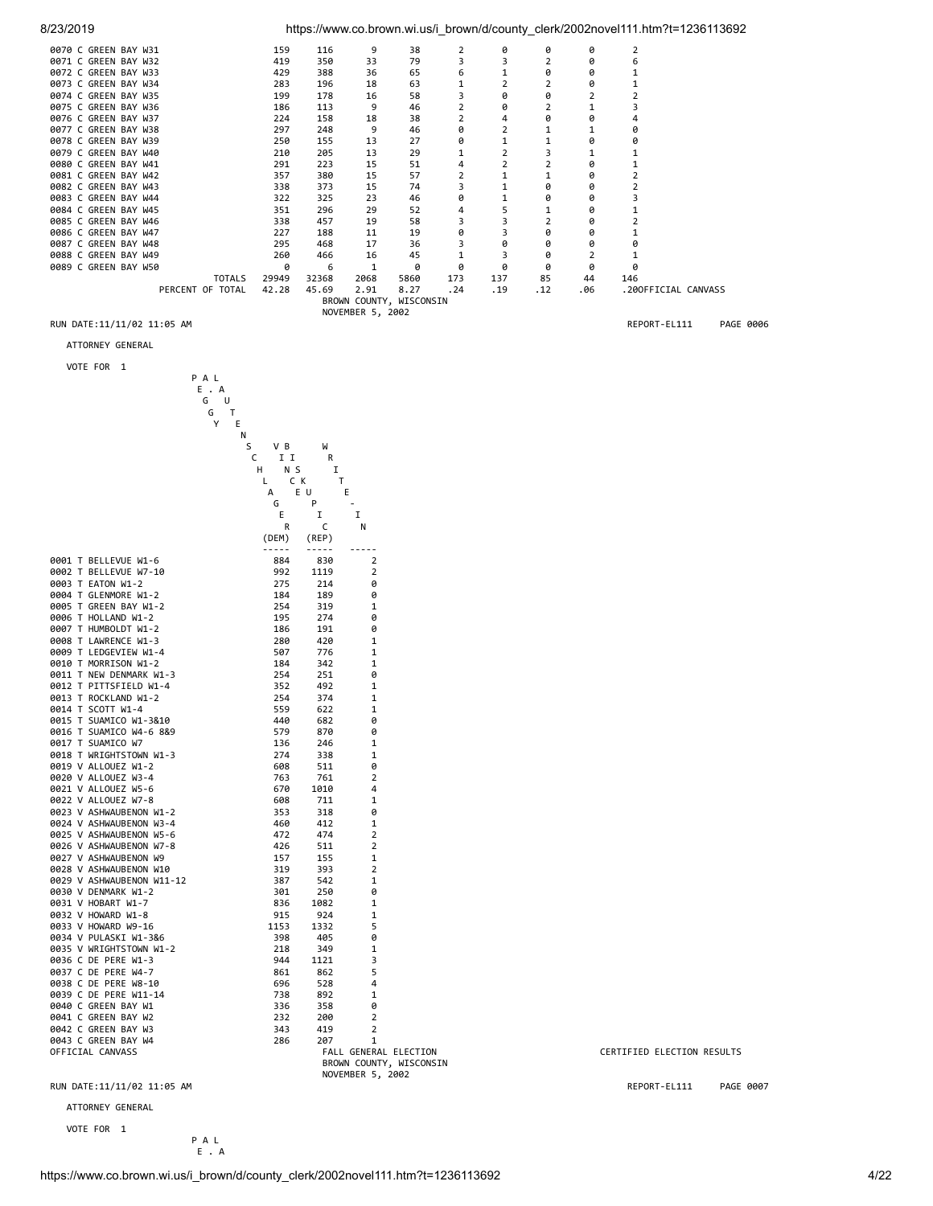| Ward | | | | | | | | | | |
|---|---|---|---|---|---|---|---|---|---|---|
| 0070 C GREEN BAY W31 | 159 | 116 | 9 | 38 | 2 | 0 | 0 | 0 | 2 | |
| 0071 C GREEN BAY W32 | 419 | 350 | 33 | 79 | 3 | 3 | 2 | 0 | 6 | |
| 0072 C GREEN BAY W33 | 429 | 388 | 36 | 65 | 6 | 1 | 0 | 0 | 1 | |
| 0073 C GREEN BAY W34 | 283 | 196 | 18 | 63 | 1 | 2 | 2 | 0 | 1 | |
| 0074 C GREEN BAY W35 | 199 | 178 | 16 | 58 | 3 | 0 | 0 | 2 | 2 | |
| 0075 C GREEN BAY W36 | 186 | 113 | 9 | 46 | 2 | 0 | 2 | 1 | 3 | |
| 0076 C GREEN BAY W37 | 224 | 158 | 18 | 38 | 2 | 4 | 0 | 0 | 4 | |
| 0077 C GREEN BAY W38 | 297 | 248 | 9 | 46 | 0 | 2 | 1 | 1 | 0 | |
| 0078 C GREEN BAY W39 | 250 | 155 | 13 | 27 | 0 | 1 | 1 | 0 | 0 | |
| 0079 C GREEN BAY W40 | 210 | 205 | 13 | 29 | 1 | 2 | 3 | 1 | 1 | |
| 0080 C GREEN BAY W41 | 291 | 223 | 15 | 51 | 4 | 2 | 2 | 0 | 1 | |
| 0081 C GREEN BAY W42 | 357 | 380 | 15 | 57 | 2 | 1 | 1 | 0 | 2 | |
| 0082 C GREEN BAY W43 | 338 | 373 | 15 | 74 | 3 | 1 | 0 | 0 | 2 | |
| 0083 C GREEN BAY W44 | 322 | 325 | 23 | 46 | 0 | 1 | 0 | 0 | 3 | |
| 0084 C GREEN BAY W45 | 351 | 296 | 29 | 52 | 4 | 5 | 1 | 0 | 1 | |
| 0085 C GREEN BAY W46 | 338 | 457 | 19 | 58 | 3 | 3 | 2 | 0 | 2 | |
| 0086 C GREEN BAY W47 | 227 | 188 | 11 | 19 | 0 | 3 | 0 | 0 | 1 | |
| 0087 C GREEN BAY W48 | 295 | 468 | 17 | 36 | 3 | 0 | 0 | 0 | 0 | |
| 0088 C GREEN BAY W49 | 260 | 466 | 16 | 45 | 1 | 3 | 0 | 2 | 1 | |
| 0089 C GREEN BAY W50 | 0 | 6 | 1 | 0 | 0 | 0 | 0 | 0 | 0 | |
| TOTALS | 29949 | 32368 | 2068 | 5860 | 173 | 137 | 85 | 44 | 146 | |
| PERCENT OF TOTAL | 42.28 | 45.69 | 2.91 | 8.27 | .24 | .19 | .12 | .06 | .20 | |

OFFICIAL CANVASS

BROWN COUNTY, WISCONSIN
NOVEMBER 5, 2002

RUN DATE:11/11/02 11:05 AM — REPORT-EL111 PAGE 0006

ATTORNEY GENERAL

VOTE FOR 1

| Ward | PEG LAUTENSCHLAGER (DEM) | VINCE BISKUPIC (REP) | WRITE-IN |
|---|---|---|---|
| 0001 T BELLEVUE W1-6 | 884 | 830 | 2 |
| 0002 T BELLEVUE W7-10 | 992 | 1119 | 2 |
| 0003 T EATON W1-2 | 275 | 214 | 0 |
| 0004 T GLENMORE W1-2 | 184 | 189 | 0 |
| 0005 T GREEN BAY W1-2 | 254 | 319 | 1 |
| 0006 T HOLLAND W1-2 | 195 | 274 | 0 |
| 0007 T HUMBOLDT W1-2 | 186 | 191 | 0 |
| 0008 T LAWRENCE W1-3 | 280 | 420 | 1 |
| 0009 T LEDGEVIEW W1-4 | 507 | 776 | 1 |
| 0010 T MORRISON W1-2 | 184 | 342 | 1 |
| 0011 T NEW DENMARK W1-3 | 254 | 251 | 0 |
| 0012 T PITTSFIELD W1-4 | 352 | 492 | 1 |
| 0013 T ROCKLAND W1-2 | 254 | 374 | 1 |
| 0014 T SCOTT W1-4 | 559 | 622 | 1 |
| 0015 T SUAMICO W1-3&10 | 440 | 682 | 0 |
| 0016 T SUAMICO W4-6 8&9 | 579 | 870 | 0 |
| 0017 T SUAMICO W7 | 136 | 246 | 1 |
| 0018 T WRIGHTSTOWN W1-3 | 274 | 338 | 1 |
| 0019 V ALLOUEZ W1-2 | 608 | 511 | 0 |
| 0020 V ALLOUEZ W3-4 | 763 | 761 | 2 |
| 0021 V ALLOUEZ W5-6 | 670 | 1010 | 4 |
| 0022 V ALLOUEZ W7-8 | 608 | 711 | 1 |
| 0023 V ASHWAUBENON W1-2 | 353 | 318 | 0 |
| 0024 V ASHWAUBENON W3-4 | 460 | 412 | 1 |
| 0025 V ASHWAUBENON W5-6 | 472 | 474 | 2 |
| 0026 V ASHWAUBENON W7-8 | 426 | 511 | 2 |
| 0027 V ASHWAUBENON W9 | 157 | 155 | 1 |
| 0028 V ASHWAUBENON W10 | 319 | 393 | 2 |
| 0029 V ASHWAUBENON W11-12 | 387 | 542 | 1 |
| 0030 V DENMARK W1-2 | 301 | 250 | 0 |
| 0031 V HOBART W1-7 | 836 | 1082 | 1 |
| 0032 V HOWARD W1-8 | 915 | 924 | 1 |
| 0033 V HOWARD W9-16 | 1153 | 1332 | 5 |
| 0034 V PULASKI W1-3&6 | 398 | 405 | 0 |
| 0035 V WRIGHTSTOWN W1-2 | 218 | 349 | 1 |
| 0036 C DE PERE W1-3 | 944 | 1121 | 3 |
| 0037 C DE PERE W4-7 | 861 | 862 | 5 |
| 0038 C DE PERE W8-10 | 696 | 528 | 4 |
| 0039 C DE PERE W11-14 | 738 | 892 | 1 |
| 0040 C GREEN BAY W1 | 336 | 358 | 0 |
| 0041 C GREEN BAY W2 | 232 | 200 | 2 |
| 0042 C GREEN BAY W3 | 343 | 419 | 2 |
| 0043 C GREEN BAY W4 | 286 | 207 | 1 |

OFFICIAL CANVASS — FALL GENERAL ELECTION — CERTIFIED ELECTION RESULTS

BROWN COUNTY, WISCONSIN
NOVEMBER 5, 2002

RUN DATE:11/11/02 11:05 AM — REPORT-EL111 PAGE 0007

ATTORNEY GENERAL

VOTE FOR 1

P A L
E . A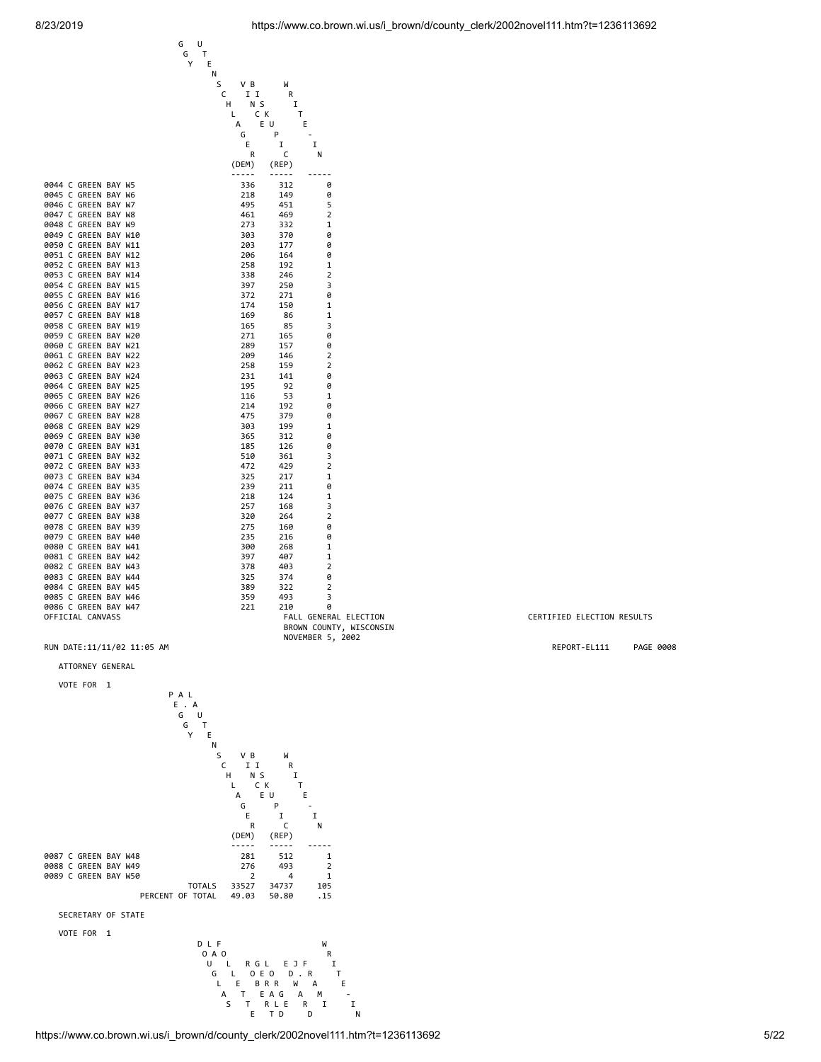| | GUY SCHLAGER (DEM) | VINCE BISKUPIC (REP) | WRITE-IN |
|---|---|---|---|
| 0044 C GREEN BAY W5 | 336 | 312 | 0 |
| 0045 C GREEN BAY W6 | 218 | 149 | 0 |
| 0046 C GREEN BAY W7 | 495 | 451 | 5 |
| 0047 C GREEN BAY W8 | 461 | 469 | 2 |
| 0048 C GREEN BAY W9 | 273 | 332 | 1 |
| 0049 C GREEN BAY W10 | 303 | 370 | 0 |
| 0050 C GREEN BAY W11 | 203 | 177 | 0 |
| 0051 C GREEN BAY W12 | 206 | 164 | 0 |
| 0052 C GREEN BAY W13 | 258 | 192 | 1 |
| 0053 C GREEN BAY W14 | 338 | 246 | 2 |
| 0054 C GREEN BAY W15 | 397 | 250 | 3 |
| 0055 C GREEN BAY W16 | 372 | 271 | 0 |
| 0056 C GREEN BAY W17 | 174 | 150 | 1 |
| 0057 C GREEN BAY W18 | 169 | 86 | 1 |
| 0058 C GREEN BAY W19 | 165 | 85 | 3 |
| 0059 C GREEN BAY W20 | 271 | 165 | 0 |
| 0060 C GREEN BAY W21 | 289 | 157 | 0 |
| 0061 C GREEN BAY W22 | 209 | 146 | 2 |
| 0062 C GREEN BAY W23 | 258 | 159 | 2 |
| 0063 C GREEN BAY W24 | 231 | 141 | 0 |
| 0064 C GREEN BAY W25 | 195 | 92 | 0 |
| 0065 C GREEN BAY W26 | 116 | 53 | 1 |
| 0066 C GREEN BAY W27 | 214 | 192 | 0 |
| 0067 C GREEN BAY W28 | 475 | 379 | 0 |
| 0068 C GREEN BAY W29 | 303 | 199 | 1 |
| 0069 C GREEN BAY W30 | 365 | 312 | 0 |
| 0070 C GREEN BAY W31 | 185 | 126 | 0 |
| 0071 C GREEN BAY W32 | 510 | 361 | 3 |
| 0072 C GREEN BAY W33 | 472 | 429 | 2 |
| 0073 C GREEN BAY W34 | 325 | 217 | 1 |
| 0074 C GREEN BAY W35 | 239 | 211 | 0 |
| 0075 C GREEN BAY W36 | 218 | 124 | 1 |
| 0076 C GREEN BAY W37 | 257 | 168 | 3 |
| 0077 C GREEN BAY W38 | 320 | 264 | 2 |
| 0078 C GREEN BAY W39 | 275 | 160 | 0 |
| 0079 C GREEN BAY W40 | 235 | 216 | 0 |
| 0080 C GREEN BAY W41 | 300 | 268 | 1 |
| 0081 C GREEN BAY W42 | 397 | 407 | 1 |
| 0082 C GREEN BAY W43 | 378 | 403 | 2 |
| 0083 C GREEN BAY W44 | 325 | 374 | 0 |
| 0084 C GREEN BAY W45 | 389 | 322 | 2 |
| 0085 C GREEN BAY W46 | 359 | 493 | 3 |
| 0086 C GREEN BAY W47 | 221 | 210 | 0 |

OFFICIAL CANVASS

FALL GENERAL ELECTION
BROWN COUNTY, WISCONSIN
NOVEMBER 5, 2002

CERTIFIED ELECTION RESULTS

RUN DATE:11/11/02 11:05 AM

REPORT-EL111 PAGE 0008

ATTORNEY GENERAL

VOTE FOR 1

| | PEG LAUTENSCHLAGER (DEM) | VINCE BISKUPIC (REP) | WRITE-IN |
|---|---|---|---|
| 0087 C GREEN BAY W48 | 281 | 512 | 1 |
| 0088 C GREEN BAY W49 | 276 | 493 | 2 |
| 0089 C GREEN BAY W50 | 2 | 4 | 1 |
| TOTALS | 33527 | 34737 | 105 |
| PERCENT OF TOTAL | 49.03 | 50.80 | .15 |

SECRETARY OF STATE

VOTE FOR 1

| DOUGLAS LA FOLLETTE | ROGER LEE BRED | JERRY D. FRAM | WRITE-IN |
|---|---|---|---|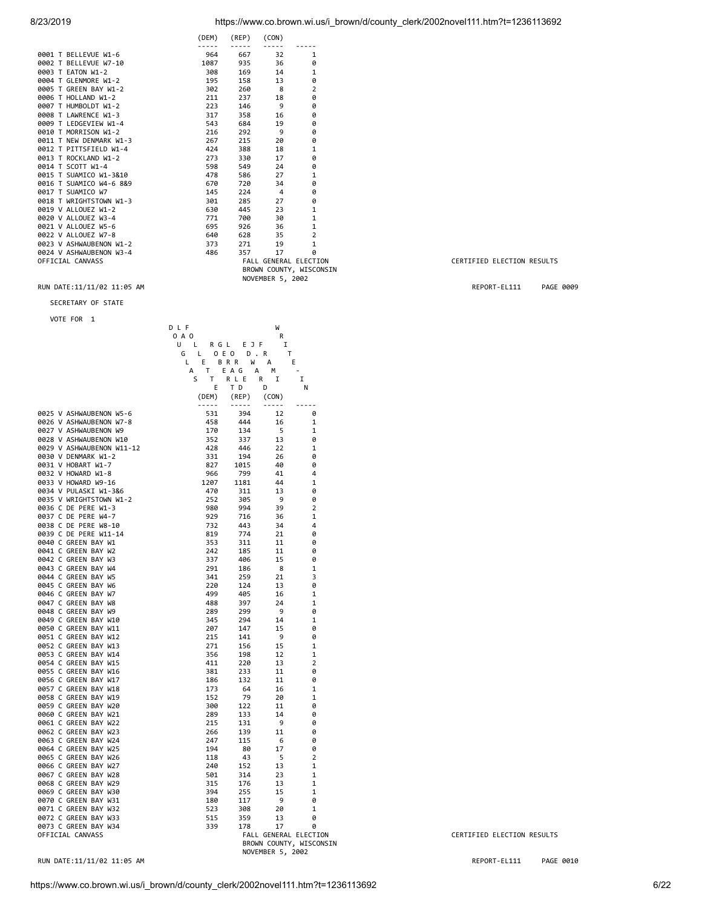| | (DEM) | (REP) | (CON) | |
|---|---|---|---|---|
| 0001 T BELLEVUE W1-6 | 964 | 667 | 32 | 1 |
| 0002 T BELLEVUE W7-10 | 1087 | 935 | 36 | 0 |
| 0003 T EATON W1-2 | 308 | 169 | 14 | 1 |
| 0004 T GLENMORE W1-2 | 195 | 158 | 13 | 0 |
| 0005 T GREEN BAY W1-2 | 302 | 260 | 8 | 2 |
| 0006 T HOLLAND W1-2 | 211 | 237 | 18 | 0 |
| 0007 T HUMBOLDT W1-2 | 223 | 146 | 9 | 0 |
| 0008 T LAWRENCE W1-3 | 317 | 358 | 16 | 0 |
| 0009 T LEDGEVIEW W1-4 | 543 | 684 | 19 | 0 |
| 0010 T MORRISON W1-2 | 216 | 292 | 9 | 0 |
| 0011 T NEW DENMARK W1-3 | 267 | 215 | 20 | 0 |
| 0012 T PITTSFIELD W1-4 | 424 | 388 | 18 | 1 |
| 0013 T ROCKLAND W1-2 | 273 | 330 | 17 | 0 |
| 0014 T SCOTT W1-4 | 598 | 549 | 24 | 0 |
| 0015 T SUAMICO W1-3&10 | 478 | 586 | 27 | 1 |
| 0016 T SUAMICO W4-6 8&9 | 670 | 720 | 34 | 0 |
| 0017 T SUAMICO W7 | 145 | 224 | 4 | 0 |
| 0018 T WRIGHTSTOWN W1-3 | 301 | 285 | 27 | 0 |
| 0019 V ALLOUEZ W1-2 | 630 | 445 | 23 | 1 |
| 0020 V ALLOUEZ W3-4 | 771 | 700 | 30 | 1 |
| 0021 V ALLOUEZ W5-6 | 695 | 926 | 36 | 1 |
| 0022 V ALLOUEZ W7-8 | 640 | 628 | 35 | 2 |
| 0023 V ASHWAUBENON W1-2 | 373 | 271 | 19 | 1 |
| 0024 V ASHWAUBENON W3-4 | 486 | 357 | 17 | 0 |

OFFICIAL CANVASS — FALL GENERAL ELECTION, BROWN COUNTY, WISCONSIN, NOVEMBER 5, 2002 — CERTIFIED ELECTION RESULTS

RUN DATE:11/11/02 11:05 AM — REPORT-EL111 PAGE 0009

SECRETARY OF STATE

VOTE FOR 1

| | DOUGLAS LAFOLLETTE (DEM) | ROBERT GLEASON (REP) | JEFF WARD (CON) | WRITE-IN |
|---|---|---|---|---|
| 0025 V ASHWAUBENON W5-6 | 531 | 394 | 12 | 0 |
| 0026 V ASHWAUBENON W7-8 | 458 | 444 | 16 | 1 |
| 0027 V ASHWAUBENON W9 | 170 | 134 | 5 | 1 |
| 0028 V ASHWAUBENON W10 | 352 | 337 | 13 | 0 |
| 0029 V ASHWAUBENON W11-12 | 428 | 446 | 22 | 1 |
| 0030 V DENMARK W1-2 | 331 | 194 | 26 | 0 |
| 0031 V HOBART W1-7 | 827 | 1015 | 40 | 0 |
| 0032 V HOWARD W1-8 | 966 | 799 | 41 | 4 |
| 0033 V HOWARD W9-16 | 1207 | 1181 | 44 | 1 |
| 0034 V PULASKI W1-3&6 | 470 | 311 | 13 | 0 |
| 0035 V WRIGHTSTOWN W1-2 | 252 | 305 | 9 | 0 |
| 0036 C DE PERE W1-3 | 980 | 994 | 39 | 2 |
| 0037 C DE PERE W4-7 | 929 | 716 | 36 | 1 |
| 0038 C DE PERE W8-10 | 732 | 443 | 34 | 4 |
| 0039 C DE PERE W11-14 | 819 | 774 | 21 | 0 |
| 0040 C GREEN BAY W1 | 353 | 311 | 11 | 0 |
| 0041 C GREEN BAY W2 | 242 | 185 | 11 | 0 |
| 0042 C GREEN BAY W3 | 337 | 406 | 15 | 0 |
| 0043 C GREEN BAY W4 | 291 | 186 | 8 | 1 |
| 0044 C GREEN BAY W5 | 341 | 259 | 21 | 3 |
| 0045 C GREEN BAY W6 | 220 | 124 | 13 | 0 |
| 0046 C GREEN BAY W7 | 499 | 405 | 16 | 1 |
| 0047 C GREEN BAY W8 | 488 | 397 | 24 | 1 |
| 0048 C GREEN BAY W9 | 289 | 299 | 9 | 0 |
| 0049 C GREEN BAY W10 | 345 | 294 | 14 | 1 |
| 0050 C GREEN BAY W11 | 207 | 147 | 15 | 0 |
| 0051 C GREEN BAY W12 | 215 | 141 | 9 | 0 |
| 0052 C GREEN BAY W13 | 271 | 156 | 15 | 1 |
| 0053 C GREEN BAY W14 | 356 | 198 | 12 | 1 |
| 0054 C GREEN BAY W15 | 411 | 220 | 13 | 2 |
| 0055 C GREEN BAY W16 | 381 | 233 | 11 | 0 |
| 0056 C GREEN BAY W17 | 186 | 132 | 11 | 0 |
| 0057 C GREEN BAY W18 | 173 | 64 | 16 | 1 |
| 0058 C GREEN BAY W19 | 152 | 79 | 20 | 1 |
| 0059 C GREEN BAY W20 | 300 | 122 | 11 | 0 |
| 0060 C GREEN BAY W21 | 289 | 133 | 14 | 0 |
| 0061 C GREEN BAY W22 | 215 | 131 | 9 | 0 |
| 0062 C GREEN BAY W23 | 266 | 139 | 11 | 0 |
| 0063 C GREEN BAY W24 | 247 | 115 | 6 | 0 |
| 0064 C GREEN BAY W25 | 194 | 80 | 17 | 0 |
| 0065 C GREEN BAY W26 | 118 | 43 | 5 | 2 |
| 0066 C GREEN BAY W27 | 240 | 152 | 13 | 1 |
| 0067 C GREEN BAY W28 | 501 | 314 | 23 | 1 |
| 0068 C GREEN BAY W29 | 315 | 176 | 13 | 1 |
| 0069 C GREEN BAY W30 | 394 | 255 | 15 | 1 |
| 0070 C GREEN BAY W31 | 180 | 117 | 9 | 0 |
| 0071 C GREEN BAY W32 | 523 | 308 | 20 | 1 |
| 0072 C GREEN BAY W33 | 515 | 359 | 13 | 0 |
| 0073 C GREEN BAY W34 | 339 | 178 | 17 | 0 |

OFFICIAL CANVASS — FALL GENERAL ELECTION, BROWN COUNTY, WISCONSIN, NOVEMBER 5, 2002 — CERTIFIED ELECTION RESULTS

RUN DATE:11/11/02 11:05 AM — REPORT-EL111 PAGE 0010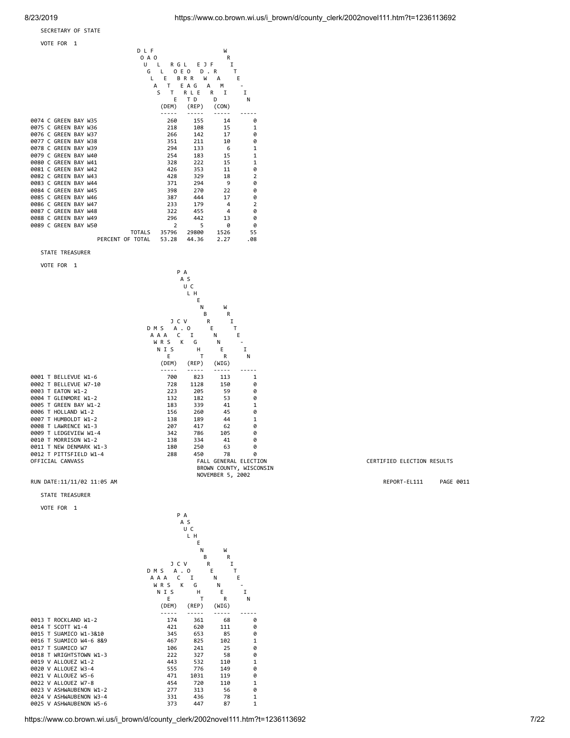SECRETARY OF STATE

VOTE FOR 1

| | DOUGLAS LA FOLLETTE (DEM) | ROGER G. LEE (REP) | EDWARD J. FRAME (CON) | WRITE-IN |
|---|---|---|---|---|
| 0074 C GREEN BAY W35 | 260 | 155 | 14 | 0 |
| 0075 C GREEN BAY W36 | 218 | 108 | 15 | 1 |
| 0076 C GREEN BAY W37 | 266 | 142 | 17 | 0 |
| 0077 C GREEN BAY W38 | 351 | 211 | 10 | 0 |
| 0078 C GREEN BAY W39 | 294 | 133 | 6 | 1 |
| 0079 C GREEN BAY W40 | 254 | 183 | 15 | 1 |
| 0080 C GREEN BAY W41 | 328 | 222 | 15 | 1 |
| 0081 C GREEN BAY W42 | 426 | 353 | 11 | 0 |
| 0082 C GREEN BAY W43 | 428 | 329 | 18 | 2 |
| 0083 C GREEN BAY W44 | 371 | 294 | 9 | 0 |
| 0084 C GREEN BAY W45 | 398 | 270 | 22 | 0 |
| 0085 C GREEN BAY W46 | 387 | 444 | 17 | 0 |
| 0086 C GREEN BAY W47 | 233 | 179 | 4 | 2 |
| 0087 C GREEN BAY W48 | 322 | 455 | 4 | 0 |
| 0088 C GREEN BAY W49 | 296 | 442 | 13 | 0 |
| 0089 C GREEN BAY W50 | 2 | 5 | 0 | 0 |
| TOTALS | 35796 | 29800 | 1526 | 55 |
| PERCENT OF TOTAL | 53.28 | 44.36 | 2.27 | .08 |

STATE TREASURER

VOTE FOR 1

| | JACK C. VOIGHT... DMS AAA WRS NIS (DEM) | (REP) | PAUL ASCHENBRENNER (WIG) | WRITE-IN |
|---|---|---|---|---|
| 0001 T BELLEVUE W1-6 | 700 | 823 | 113 | 1 |
| 0002 T BELLEVUE W7-10 | 728 | 1128 | 150 | 0 |
| 0003 T EATON W1-2 | 223 | 205 | 59 | 0 |
| 0004 T GLENMORE W1-2 | 132 | 182 | 53 | 0 |
| 0005 T GREEN BAY W1-2 | 183 | 339 | 41 | 1 |
| 0006 T HOLLAND W1-2 | 156 | 260 | 45 | 0 |
| 0007 T HUMBOLDT W1-2 | 138 | 189 | 44 | 1 |
| 0008 T LAWRENCE W1-3 | 207 | 417 | 62 | 0 |
| 0009 T LEDGEVIEW W1-4 | 342 | 786 | 105 | 0 |
| 0010 T MORRISON W1-2 | 138 | 334 | 41 | 0 |
| 0011 T NEW DENMARK W1-3 | 180 | 250 | 63 | 0 |
| 0012 T PITTSFIELD W1-4 | 288 | 450 | 78 | 0 |

OFFICIAL CANVASS — FALL GENERAL ELECTION, BROWN COUNTY, WISCONSIN, NOVEMBER 5, 2002 — CERTIFIED ELECTION RESULTS

RUN DATE:11/11/02 11:05 AM — REPORT-EL111 PAGE 0011

STATE TREASURER

VOTE FOR 1

| | DAWN MARIE SASS (DEM) | JACK C. VOIGHT (REP) | PAUL ASCHENBRENNER (WIG) | WRITE-IN |
|---|---|---|---|---|
| 0013 T ROCKLAND W1-2 | 174 | 361 | 68 | 0 |
| 0014 T SCOTT W1-4 | 421 | 620 | 111 | 0 |
| 0015 T SUAMICO W1-3&10 | 345 | 653 | 85 | 0 |
| 0016 T SUAMICO W4-6 8&9 | 467 | 825 | 102 | 1 |
| 0017 T SUAMICO W7 | 106 | 241 | 25 | 0 |
| 0018 T WRIGHTSTOWN W1-3 | 222 | 327 | 58 | 0 |
| 0019 V ALLOUEZ W1-2 | 443 | 532 | 110 | 1 |
| 0020 V ALLOUEZ W3-4 | 555 | 776 | 149 | 0 |
| 0021 V ALLOUEZ W5-6 | 471 | 1031 | 119 | 0 |
| 0022 V ALLOUEZ W7-8 | 454 | 720 | 110 | 1 |
| 0023 V ASHWAUBENON W1-2 | 277 | 313 | 56 | 0 |
| 0024 V ASHWAUBENON W3-4 | 331 | 436 | 78 | 1 |
| 0025 V ASHWAUBENON W5-6 | 373 | 447 | 87 | 1 |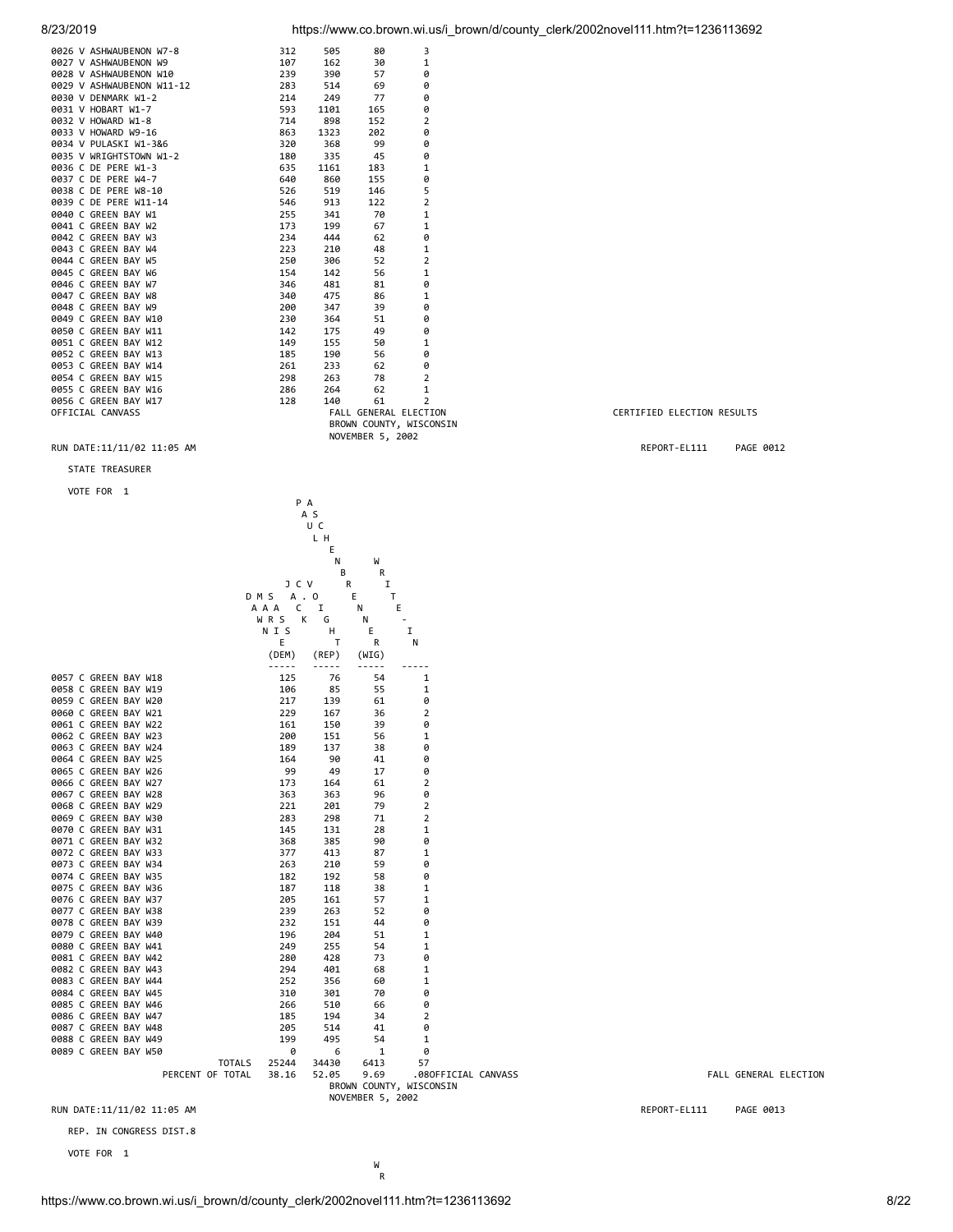| | | | | |
|---|---|---|---|---|
| 0026 V ASHWAUBENON W7-8 | 312 | 505 | 80 | 3 |
| 0027 V ASHWAUBENON W9 | 107 | 162 | 30 | 1 |
| 0028 V ASHWAUBENON W10 | 239 | 390 | 57 | 0 |
| 0029 V ASHWAUBENON W11-12 | 283 | 514 | 69 | 0 |
| 0030 V DENMARK W1-2 | 214 | 249 | 77 | 0 |
| 0031 V HOBART W1-7 | 593 | 1101 | 165 | 0 |
| 0032 V HOWARD W1-8 | 714 | 898 | 152 | 2 |
| 0033 V HOWARD W9-16 | 863 | 1323 | 202 | 0 |
| 0034 V PULASKI W1-3&6 | 320 | 368 | 99 | 0 |
| 0035 V WRIGHTSTOWN W1-2 | 180 | 335 | 45 | 0 |
| 0036 C DE PERE W1-3 | 635 | 1161 | 183 | 1 |
| 0037 C DE PERE W4-7 | 640 | 860 | 155 | 0 |
| 0038 C DE PERE W8-10 | 526 | 519 | 146 | 5 |
| 0039 C DE PERE W11-14 | 546 | 913 | 122 | 2 |
| 0040 C GREEN BAY W1 | 255 | 341 | 70 | 1 |
| 0041 C GREEN BAY W2 | 173 | 199 | 67 | 1 |
| 0042 C GREEN BAY W3 | 234 | 444 | 62 | 0 |
| 0043 C GREEN BAY W4 | 223 | 210 | 48 | 1 |
| 0044 C GREEN BAY W5 | 250 | 306 | 52 | 2 |
| 0045 C GREEN BAY W6 | 154 | 142 | 56 | 1 |
| 0046 C GREEN BAY W7 | 346 | 481 | 81 | 0 |
| 0047 C GREEN BAY W8 | 340 | 475 | 86 | 1 |
| 0048 C GREEN BAY W9 | 200 | 347 | 39 | 0 |
| 0049 C GREEN BAY W10 | 230 | 364 | 51 | 0 |
| 0050 C GREEN BAY W11 | 142 | 175 | 49 | 0 |
| 0051 C GREEN BAY W12 | 149 | 155 | 50 | 1 |
| 0052 C GREEN BAY W13 | 185 | 190 | 56 | 0 |
| 0053 C GREEN BAY W14 | 261 | 233 | 62 | 0 |
| 0054 C GREEN BAY W15 | 298 | 263 | 78 | 2 |
| 0055 C GREEN BAY W16 | 286 | 264 | 62 | 1 |
| 0056 C GREEN BAY W17 | 128 | 140 | 61 | 2 |

OFFICIAL CANVASS

FALL GENERAL ELECTION
BROWN COUNTY, WISCONSIN
NOVEMBER 5, 2002

CERTIFIED ELECTION RESULTS

RUN DATE:11/11/02 11:05 AM

REPORT-EL111 PAGE 0012

STATE TREASURER

VOTE FOR 1

| | DAWN MARIE SASS (DEM) | JACK C. VOIGHT (REP) | PAUL ASCHENBRENNER (WIG) | WRITE-IN |
|---|---|---|---|---|
| 0057 C GREEN BAY W18 | 125 | 76 | 54 | 1 |
| 0058 C GREEN BAY W19 | 106 | 85 | 55 | 1 |
| 0059 C GREEN BAY W20 | 217 | 139 | 61 | 0 |
| 0060 C GREEN BAY W21 | 229 | 167 | 36 | 2 |
| 0061 C GREEN BAY W22 | 161 | 150 | 39 | 0 |
| 0062 C GREEN BAY W23 | 200 | 151 | 56 | 1 |
| 0063 C GREEN BAY W24 | 189 | 137 | 38 | 0 |
| 0064 C GREEN BAY W25 | 164 | 90 | 41 | 0 |
| 0065 C GREEN BAY W26 | 99 | 49 | 17 | 0 |
| 0066 C GREEN BAY W27 | 173 | 164 | 61 | 2 |
| 0067 C GREEN BAY W28 | 363 | 363 | 96 | 0 |
| 0068 C GREEN BAY W29 | 221 | 201 | 79 | 2 |
| 0069 C GREEN BAY W30 | 283 | 298 | 71 | 2 |
| 0070 C GREEN BAY W31 | 145 | 131 | 28 | 1 |
| 0071 C GREEN BAY W32 | 368 | 385 | 90 | 0 |
| 0072 C GREEN BAY W33 | 377 | 413 | 87 | 1 |
| 0073 C GREEN BAY W34 | 263 | 210 | 59 | 0 |
| 0074 C GREEN BAY W35 | 182 | 192 | 58 | 0 |
| 0075 C GREEN BAY W36 | 187 | 118 | 38 | 1 |
| 0076 C GREEN BAY W37 | 205 | 161 | 57 | 1 |
| 0077 C GREEN BAY W38 | 239 | 263 | 52 | 0 |
| 0078 C GREEN BAY W39 | 232 | 151 | 44 | 0 |
| 0079 C GREEN BAY W40 | 196 | 204 | 51 | 1 |
| 0080 C GREEN BAY W41 | 249 | 255 | 54 | 1 |
| 0081 C GREEN BAY W42 | 280 | 428 | 73 | 0 |
| 0082 C GREEN BAY W43 | 294 | 401 | 68 | 1 |
| 0083 C GREEN BAY W44 | 252 | 356 | 60 | 1 |
| 0084 C GREEN BAY W45 | 310 | 301 | 70 | 0 |
| 0085 C GREEN BAY W46 | 266 | 510 | 66 | 0 |
| 0086 C GREEN BAY W47 | 185 | 194 | 34 | 2 |
| 0087 C GREEN BAY W48 | 205 | 514 | 41 | 0 |
| 0088 C GREEN BAY W49 | 199 | 495 | 54 | 1 |
| 0089 C GREEN BAY W50 | 0 | 6 | 1 | 0 |
| TOTALS | 25244 | 34430 | 6413 | 57 |
| PERCENT OF TOTAL | 38.16 | 52.05 | 9.69 | .08 |

OFFICIAL CANVASS

FALL GENERAL ELECTION
BROWN COUNTY, WISCONSIN
NOVEMBER 5, 2002

RUN DATE:11/11/02 11:05 AM

REPORT-EL111 PAGE 0013

REP. IN CONGRESS DIST.8

VOTE FOR 1

W
R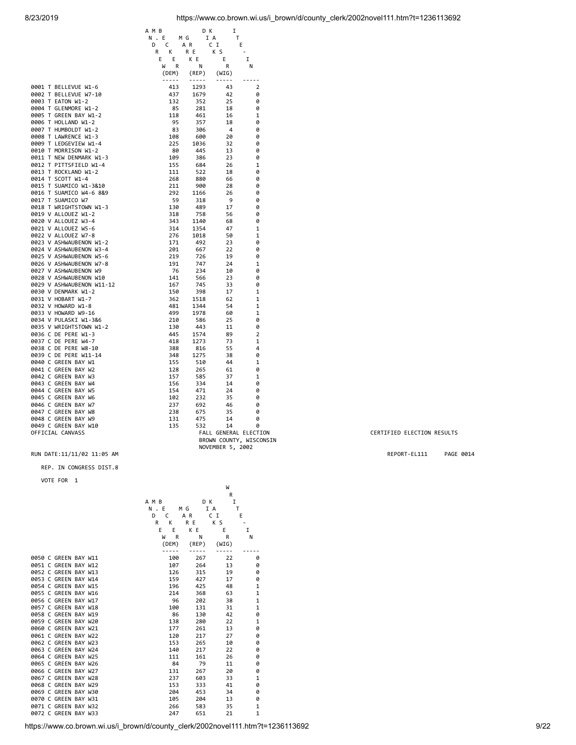| | AMBER KEGERREIS (DEM) | MARK GREEN (REP) | DICK KRESKE (WIG) | WRITE-IN |
|---|---|---|---|---|
| 0001 T BELLEVUE W1-6 | 413 | 1293 | 43 | 2 |
| 0002 T BELLEVUE W7-10 | 437 | 1679 | 42 | 0 |
| 0003 T EATON W1-2 | 132 | 352 | 25 | 0 |
| 0004 T GLENMORE W1-2 | 85 | 281 | 18 | 0 |
| 0005 T GREEN BAY W1-2 | 118 | 461 | 16 | 1 |
| 0006 T HOLLAND W1-2 | 95 | 357 | 18 | 0 |
| 0007 T HUMBOLDT W1-2 | 83 | 306 | 4 | 0 |
| 0008 T LAWRENCE W1-3 | 108 | 600 | 20 | 0 |
| 0009 T LEDGEVIEW W1-4 | 225 | 1036 | 32 | 0 |
| 0010 T MORRISON W1-2 | 80 | 445 | 13 | 0 |
| 0011 T NEW DENMARK W1-3 | 109 | 386 | 23 | 0 |
| 0012 T PITTSFIELD W1-4 | 155 | 684 | 26 | 1 |
| 0013 T ROCKLAND W1-2 | 111 | 522 | 18 | 0 |
| 0014 T SCOTT W1-4 | 268 | 880 | 66 | 0 |
| 0015 T SUAMICO W1-3&10 | 211 | 900 | 28 | 0 |
| 0016 T SUAMICO W4-6 8&9 | 292 | 1166 | 26 | 0 |
| 0017 T SUAMICO W7 | 59 | 318 | 9 | 0 |
| 0018 T WRIGHTSTOWN W1-3 | 130 | 489 | 17 | 0 |
| 0019 V ALLOUEZ W1-2 | 318 | 758 | 56 | 0 |
| 0020 V ALLOUEZ W3-4 | 343 | 1140 | 68 | 0 |
| 0021 V ALLOUEZ W5-6 | 314 | 1354 | 47 | 1 |
| 0022 V ALLOUEZ W7-8 | 276 | 1018 | 50 | 1 |
| 0023 V ASHWAUBENON W1-2 | 171 | 492 | 23 | 0 |
| 0024 V ASHWAUBENON W3-4 | 201 | 667 | 22 | 0 |
| 0025 V ASHWAUBENON W5-6 | 219 | 726 | 19 | 0 |
| 0026 V ASHWAUBENON W7-8 | 191 | 747 | 24 | 1 |
| 0027 V ASHWAUBENON W9 | 76 | 234 | 10 | 0 |
| 0028 V ASHWAUBENON W10 | 141 | 566 | 23 | 0 |
| 0029 V ASHWAUBENON W11-12 | 167 | 745 | 33 | 0 |
| 0030 V DENMARK W1-2 | 150 | 398 | 17 | 1 |
| 0031 V HOBART W1-7 | 362 | 1518 | 62 | 1 |
| 0032 V HOWARD W1-8 | 481 | 1344 | 54 | 1 |
| 0033 V HOWARD W9-16 | 499 | 1978 | 60 | 1 |
| 0034 V PULASKI W1-3&6 | 210 | 586 | 25 | 0 |
| 0035 V WRIGHTSTOWN W1-2 | 130 | 443 | 11 | 0 |
| 0036 C DE PERE W1-3 | 445 | 1574 | 89 | 2 |
| 0037 C DE PERE W4-7 | 418 | 1273 | 73 | 1 |
| 0038 C DE PERE W8-10 | 388 | 816 | 55 | 4 |
| 0039 C DE PERE W11-14 | 348 | 1275 | 38 | 0 |
| 0040 C GREEN BAY W1 | 155 | 510 | 44 | 1 |
| 0041 C GREEN BAY W2 | 128 | 265 | 61 | 0 |
| 0042 C GREEN BAY W3 | 157 | 585 | 37 | 1 |
| 0043 C GREEN BAY W4 | 156 | 334 | 14 | 0 |
| 0044 C GREEN BAY W5 | 154 | 471 | 24 | 0 |
| 0045 C GREEN BAY W6 | 102 | 232 | 35 | 0 |
| 0046 C GREEN BAY W7 | 237 | 692 | 46 | 0 |
| 0047 C GREEN BAY W8 | 238 | 675 | 35 | 0 |
| 0048 C GREEN BAY W9 | 131 | 475 | 14 | 0 |
| 0049 C GREEN BAY W10 | 135 | 532 | 14 | 0 |

OFFICIAL CANVASS

FALL GENERAL ELECTION
BROWN COUNTY, WISCONSIN
NOVEMBER 5, 2002

CERTIFIED ELECTION RESULTS

RUN DATE:11/11/02 11:05 AM

REPORT-EL111 PAGE 0014

REP. IN CONGRESS DIST.8

VOTE FOR 1

| | AMBER KEGERREIS (DEM) | MARK GREEN (REP) | DICK KRESKE (WIG) | WRITE-IN |
|---|---|---|---|---|
| 0050 C GREEN BAY W11 | 100 | 267 | 22 | 0 |
| 0051 C GREEN BAY W12 | 107 | 264 | 13 | 0 |
| 0052 C GREEN BAY W13 | 126 | 315 | 19 | 0 |
| 0053 C GREEN BAY W14 | 159 | 427 | 17 | 0 |
| 0054 C GREEN BAY W15 | 196 | 425 | 48 | 1 |
| 0055 C GREEN BAY W16 | 214 | 368 | 63 | 1 |
| 0056 C GREEN BAY W17 | 96 | 202 | 38 | 1 |
| 0057 C GREEN BAY W18 | 100 | 131 | 31 | 1 |
| 0058 C GREEN BAY W19 | 86 | 130 | 42 | 0 |
| 0059 C GREEN BAY W20 | 138 | 280 | 22 | 1 |
| 0060 C GREEN BAY W21 | 177 | 261 | 13 | 0 |
| 0061 C GREEN BAY W22 | 120 | 217 | 27 | 0 |
| 0062 C GREEN BAY W23 | 153 | 265 | 10 | 0 |
| 0063 C GREEN BAY W24 | 140 | 217 | 22 | 0 |
| 0064 C GREEN BAY W25 | 111 | 161 | 26 | 0 |
| 0065 C GREEN BAY W26 | 84 | 79 | 11 | 0 |
| 0066 C GREEN BAY W27 | 131 | 267 | 20 | 0 |
| 0067 C GREEN BAY W28 | 237 | 603 | 33 | 1 |
| 0068 C GREEN BAY W29 | 153 | 333 | 41 | 0 |
| 0069 C GREEN BAY W30 | 204 | 453 | 34 | 0 |
| 0070 C GREEN BAY W31 | 105 | 204 | 13 | 0 |
| 0071 C GREEN BAY W32 | 266 | 583 | 35 | 1 |
| 0072 C GREEN BAY W33 | 247 | 651 | 21 | 1 |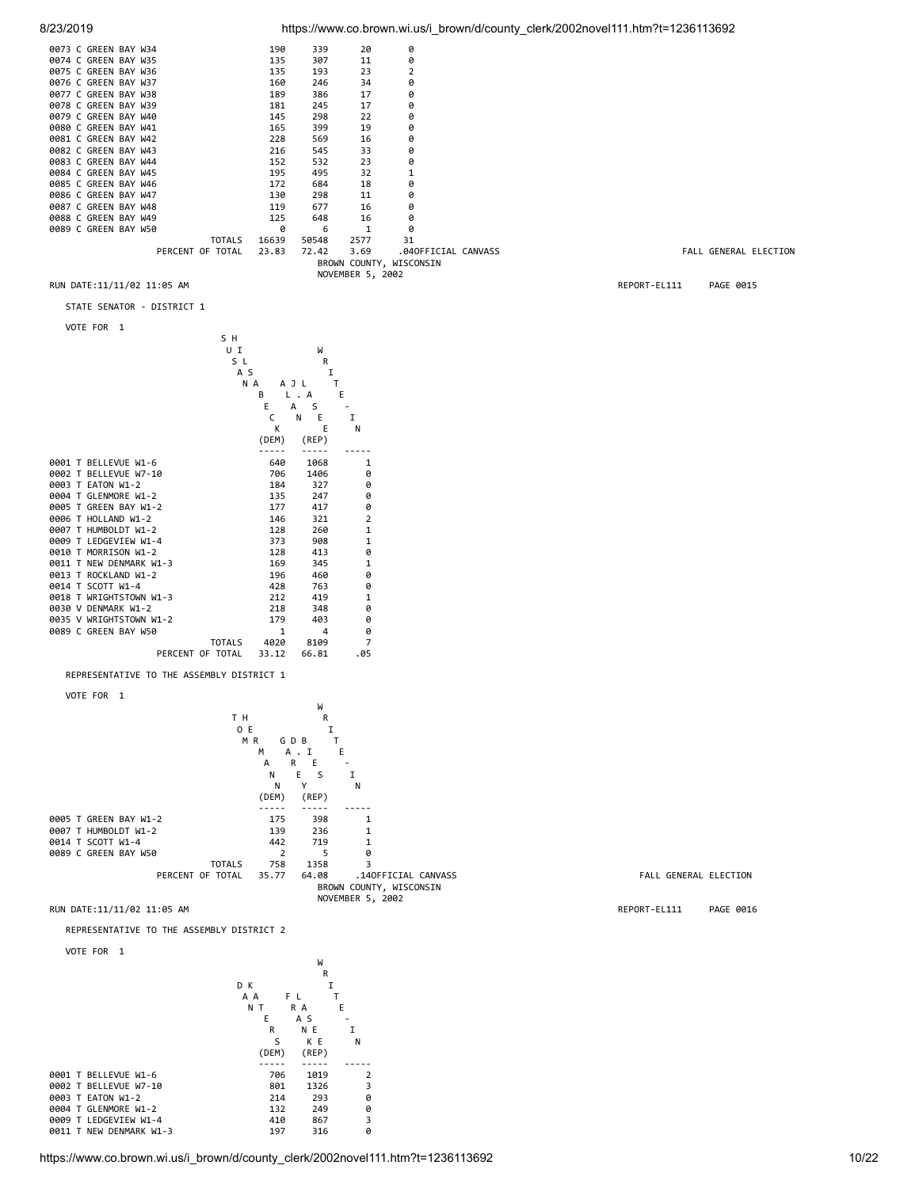| | | | | |
|---|---|---|---|---|
| 0073 C GREEN BAY W34 | 190 | 339 | 20 | 0 |
| 0074 C GREEN BAY W35 | 135 | 307 | 11 | 0 |
| 0075 C GREEN BAY W36 | 135 | 193 | 23 | 2 |
| 0076 C GREEN BAY W37 | 160 | 246 | 34 | 0 |
| 0077 C GREEN BAY W38 | 189 | 386 | 17 | 0 |
| 0078 C GREEN BAY W39 | 181 | 245 | 17 | 0 |
| 0079 C GREEN BAY W40 | 145 | 298 | 22 | 0 |
| 0080 C GREEN BAY W41 | 165 | 399 | 19 | 0 |
| 0081 C GREEN BAY W42 | 228 | 569 | 16 | 0 |
| 0082 C GREEN BAY W43 | 216 | 545 | 33 | 0 |
| 0083 C GREEN BAY W44 | 152 | 532 | 23 | 0 |
| 0084 C GREEN BAY W45 | 195 | 495 | 32 | 1 |
| 0085 C GREEN BAY W46 | 172 | 684 | 18 | 0 |
| 0086 C GREEN BAY W47 | 130 | 298 | 11 | 0 |
| 0087 C GREEN BAY W48 | 119 | 677 | 16 | 0 |
| 0088 C GREEN BAY W49 | 125 | 648 | 16 | 0 |
| 0089 C GREEN BAY W50 | 0 | 6 | 1 | 0 |
| TOTALS | 16639 | 50548 | 2577 | 31 |
| PERCENT OF TOTAL | 23.83 | 72.42 | 3.69 | .04 |

OFFICIAL CANVASS
FALL GENERAL ELECTION
BROWN COUNTY, WISCONSIN
NOVEMBER 5, 2002

RUN DATE:11/11/02 11:05 AM REPORT-EL111 PAGE 0015

STATE SENATOR - DISTRICT 1

VOTE FOR 1

| | SUSAN HILL BECK (DEM) | ALAN J. LASEE (REP) | WRITE-IN |
|---|---|---|---|
| 0001 T BELLEVUE W1-6 | 640 | 1068 | 1 |
| 0002 T BELLEVUE W7-10 | 706 | 1406 | 0 |
| 0003 T EATON W1-2 | 184 | 327 | 0 |
| 0004 T GLENMORE W1-2 | 135 | 247 | 0 |
| 0005 T GREEN BAY W1-2 | 177 | 417 | 0 |
| 0006 T HOLLAND W1-2 | 146 | 321 | 2 |
| 0007 T HUMBOLDT W1-2 | 128 | 260 | 1 |
| 0009 T LEDGEVIEW W1-4 | 373 | 908 | 1 |
| 0010 T MORRISON W1-2 | 128 | 413 | 0 |
| 0011 T NEW DENMARK W1-3 | 169 | 345 | 1 |
| 0013 T ROCKLAND W1-2 | 196 | 460 | 0 |
| 0014 T SCOTT W1-4 | 428 | 763 | 0 |
| 0018 T WRIGHTSTOWN W1-3 | 212 | 419 | 1 |
| 0030 V DENMARK W1-2 | 218 | 348 | 0 |
| 0035 V WRIGHTSTOWN W1-2 | 179 | 403 | 0 |
| 0089 C GREEN BAY W50 | 1 | 4 | 0 |
| TOTALS | 4020 | 8109 | 7 |
| PERCENT OF TOTAL | 33.12 | 66.81 | .05 |

REPRESENTATIVE TO THE ASSEMBLY DISTRICT 1

VOTE FOR 1

| | THOMAS HERMANN (DEM) | GARY DE BRIES (REP) | WRITE-IN |
|---|---|---|---|
| 0005 T GREEN BAY W1-2 | 175 | 398 | 1 |
| 0007 T HUMBOLDT W1-2 | 139 | 236 | 1 |
| 0014 T SCOTT W1-4 | 442 | 719 | 1 |
| 0089 C GREEN BAY W50 | 2 | 5 | 0 |
| TOTALS | 758 | 1358 | 3 |
| PERCENT OF TOTAL | 35.77 | 64.08 | .14 |

OFFICIAL CANVASS
FALL GENERAL ELECTION
BROWN COUNTY, WISCONSIN
NOVEMBER 5, 2002

RUN DATE:11/11/02 11:05 AM REPORT-EL111 PAGE 0016

REPRESENTATIVE TO THE ASSEMBLY DISTRICT 2

VOTE FOR 1

| | DANERS KAT (DEM) | FRANK LASEE (REP) | WRITE-IN |
|---|---|---|---|
| 0001 T BELLEVUE W1-6 | 706 | 1019 | 2 |
| 0002 T BELLEVUE W7-10 | 801 | 1326 | 3 |
| 0003 T EATON W1-2 | 214 | 293 | 0 |
| 0004 T GLENMORE W1-2 | 132 | 249 | 0 |
| 0009 T LEDGEVIEW W1-4 | 410 | 867 | 3 |
| 0011 T NEW DENMARK W1-3 | 197 | 316 | 0 |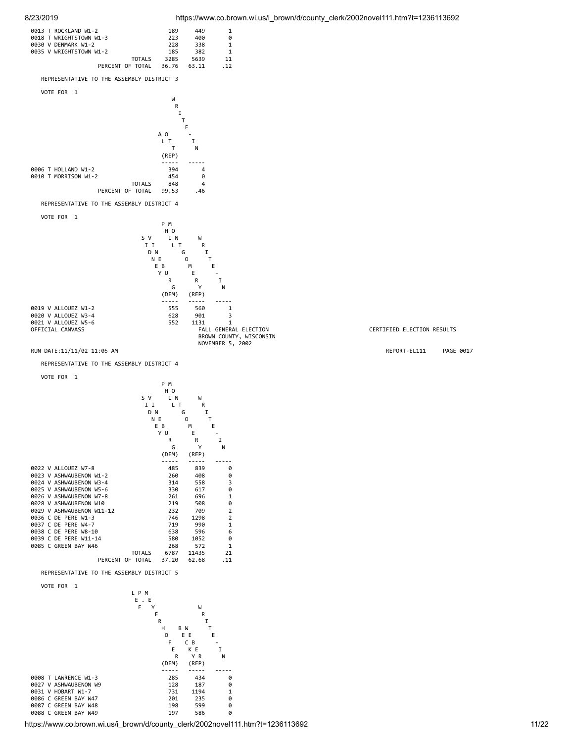| | | | |
|---|---|---|---|
| 0013 T ROCKLAND W1-2 | 189 | 449 | 1 |
| 0018 T WRIGHTSTOWN W1-3 | 223 | 400 | 0 |
| 0030 V DENMARK W1-2 | 228 | 338 | 1 |
| 0035 V WRIGHTSTOWN W1-2 | 185 | 382 | 1 |
| TOTALS | 3285 | 5639 | 11 |
| PERCENT OF TOTAL | 36.76 | 63.11 | .12 |

REPRESENTATIVE TO THE ASSEMBLY DISTRICT 3

VOTE FOR 1

| | AL OTT (REP) | WRITE-IN |
|---|---|---|
| 0006 T HOLLAND W1-2 | 394 | 4 |
| 0010 T MORRISON W1-2 | 454 | 0 |
| TOTALS | 848 | 4 |
| PERCENT OF TOTAL | 99.53 | .46 |

REPRESENTATIVE TO THE ASSEMBLY DISTRICT 4

VOTE FOR 1

| | SIDNEY VINEBERG (DEM) | PHIL MONTGOMERY (REP) | WRITE-IN |
|---|---|---|---|
| 0019 V ALLOUEZ W1-2 | 555 | 560 | 1 |
| 0020 V ALLOUEZ W3-4 | 628 | 901 | 3 |
| 0021 V ALLOUEZ W5-6 | 552 | 1131 | 1 |

OFFICIAL CANVASS — FALL GENERAL ELECTION, BROWN COUNTY, WISCONSIN, NOVEMBER 5, 2002 — CERTIFIED ELECTION RESULTS

RUN DATE:11/11/02 11:05 AM — REPORT-EL111 PAGE 0017

REPRESENTATIVE TO THE ASSEMBLY DISTRICT 4

VOTE FOR 1

| | SIDNEY VINEBERG (DEM) | PHIL MONTGOMERY (REP) | WRITE-IN |
|---|---|---|---|
| 0022 V ALLOUEZ W7-8 | 485 | 839 | 0 |
| 0023 V ASHWAUBENON W1-2 | 260 | 408 | 0 |
| 0024 V ASHWAUBENON W3-4 | 314 | 558 | 3 |
| 0025 V ASHWAUBENON W5-6 | 330 | 617 | 0 |
| 0026 V ASHWAUBENON W7-8 | 261 | 696 | 1 |
| 0028 V ASHWAUBENON W10 | 219 | 508 | 0 |
| 0029 V ASHWAUBENON W11-12 | 232 | 709 | 2 |
| 0036 C DE PERE W1-3 | 746 | 1298 | 2 |
| 0037 C DE PERE W4-7 | 719 | 990 | 1 |
| 0038 C DE PERE W8-10 | 638 | 596 | 6 |
| 0039 C DE PERE W11-14 | 580 | 1052 | 0 |
| 0085 C GREEN BAY W46 | 268 | 572 | 1 |
| TOTALS | 6787 | 11435 | 21 |
| PERCENT OF TOTAL | 37.20 | 62.68 | .11 |

REPRESENTATIVE TO THE ASSEMBLY DISTRICT 5

VOTE FOR 1

| | L.P. MEYER HOFER (DEM) | BECKY WEBER (REP) | WRITE-IN |
|---|---|---|---|
| 0008 T LAWRENCE W1-3 | 285 | 434 | 0 |
| 0027 V ASHWAUBENON W9 | 128 | 187 | 0 |
| 0031 V HOBART W1-7 | 731 | 1194 | 1 |
| 0086 C GREEN BAY W47 | 201 | 235 | 0 |
| 0087 C GREEN BAY W48 | 198 | 599 | 0 |
| 0088 C GREEN BAY W49 | 197 | 586 | 0 |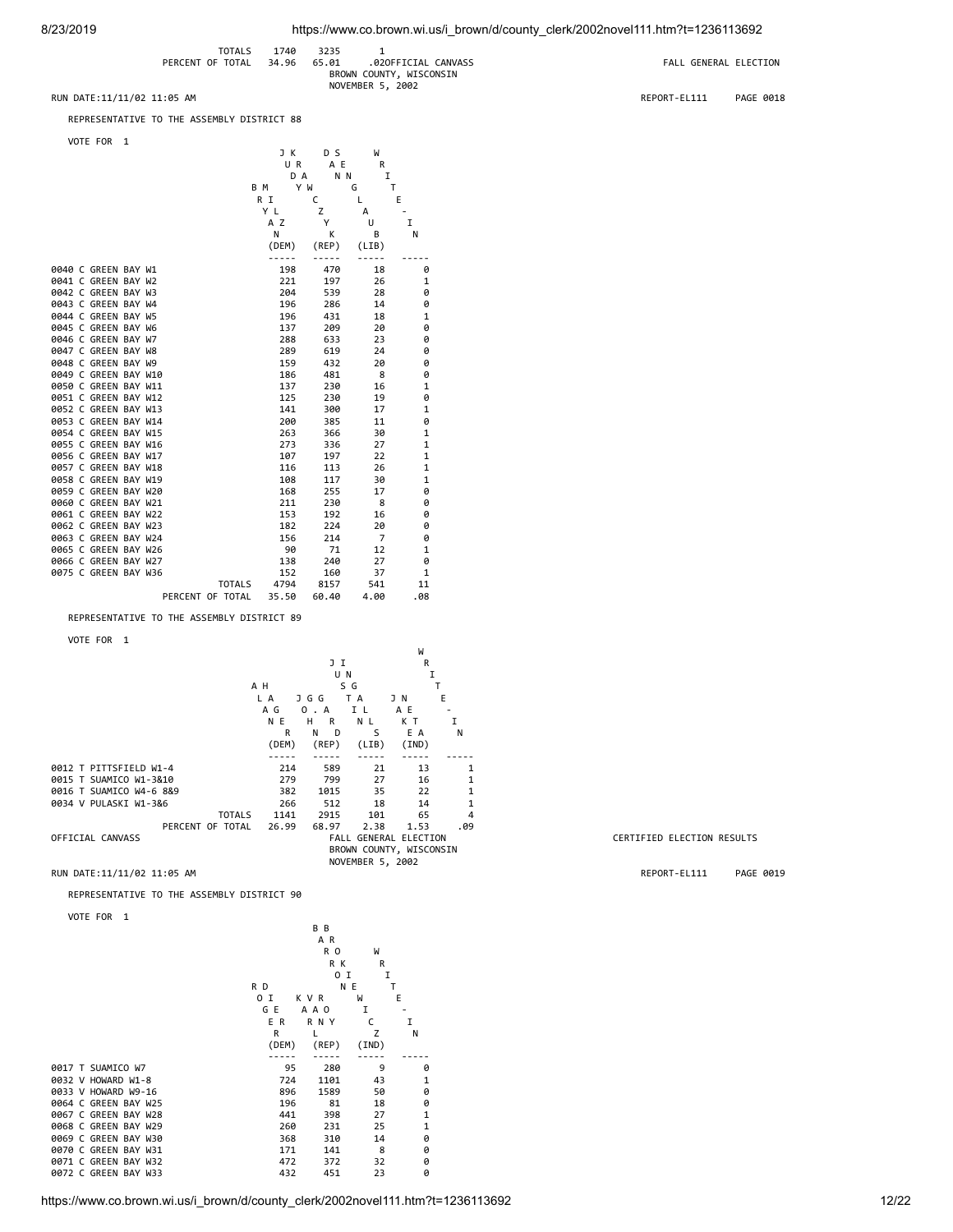| | TOTALS | 1740 | 3235 | 1 |
|---|---|---|---|---|
| | PERCENT OF TOTAL | 34.96 | 65.01 | .02 |

OFFICIAL CANVASS
BROWN COUNTY, WISCONSIN
NOVEMBER 5, 2002

FALL GENERAL ELECTION

RUN DATE:11/11/02 11:05 AM

REPORT-EL111 PAGE 0018

REPRESENTATIVE TO THE ASSEMBLY DISTRICT 88

VOTE FOR 1

| | JUDY BRIAN MANZ (DEM) | SARAH DENK LAZEWSKI (REP) | DAVID GUNDLACH (LIB) | WRITE-IN |
|---|---|---|---|---|
| 0040 C GREEN BAY W1 | 198 | 470 | 18 | 0 |
| 0041 C GREEN BAY W2 | 221 | 197 | 26 | 1 |
| 0042 C GREEN BAY W3 | 204 | 539 | 28 | 0 |
| 0043 C GREEN BAY W4 | 196 | 286 | 14 | 0 |
| 0044 C GREEN BAY W5 | 196 | 431 | 18 | 1 |
| 0045 C GREEN BAY W6 | 137 | 209 | 20 | 0 |
| 0046 C GREEN BAY W7 | 288 | 633 | 23 | 0 |
| 0047 C GREEN BAY W8 | 289 | 619 | 24 | 0 |
| 0048 C GREEN BAY W9 | 159 | 432 | 20 | 0 |
| 0049 C GREEN BAY W10 | 186 | 481 | 8 | 0 |
| 0050 C GREEN BAY W11 | 137 | 230 | 16 | 1 |
| 0051 C GREEN BAY W12 | 125 | 230 | 19 | 0 |
| 0052 C GREEN BAY W13 | 141 | 300 | 17 | 1 |
| 0053 C GREEN BAY W14 | 200 | 385 | 11 | 0 |
| 0054 C GREEN BAY W15 | 263 | 366 | 30 | 1 |
| 0055 C GREEN BAY W16 | 273 | 336 | 27 | 1 |
| 0056 C GREEN BAY W17 | 107 | 197 | 22 | 1 |
| 0057 C GREEN BAY W18 | 116 | 113 | 26 | 1 |
| 0058 C GREEN BAY W19 | 108 | 117 | 30 | 1 |
| 0059 C GREEN BAY W20 | 168 | 255 | 17 | 0 |
| 0060 C GREEN BAY W21 | 211 | 230 | 8 | 0 |
| 0061 C GREEN BAY W22 | 153 | 192 | 16 | 0 |
| 0062 C GREEN BAY W23 | 182 | 224 | 20 | 0 |
| 0063 C GREEN BAY W24 | 156 | 214 | 7 | 0 |
| 0065 C GREEN BAY W26 | 90 | 71 | 12 | 1 |
| 0066 C GREEN BAY W27 | 138 | 240 | 27 | 0 |
| 0075 C GREEN BAY W36 | 152 | 160 | 37 | 1 |
| TOTALS | 4794 | 8157 | 541 | 11 |
| PERCENT OF TOTAL | 35.50 | 60.40 | 4.00 | .08 |

REPRESENTATIVE TO THE ASSEMBLY DISTRICT 89

VOTE FOR 1

| | ALAN HAGEN (DEM) | JOHN G. GARD (REP) | JUSTIN SINGLES (LIB) | JAKE ANKE (IND) | WRITE-IN |
|---|---|---|---|---|---|
| 0012 T PITTSFIELD W1-4 | 214 | 589 | 21 | 13 | 1 |
| 0015 T SUAMICO W1-3&10 | 279 | 799 | 27 | 16 | 1 |
| 0016 T SUAMICO W4-6 8&9 | 382 | 1015 | 35 | 22 | 1 |
| 0034 V PULASKI W1-3&6 | 266 | 512 | 18 | 14 | 1 |
| TOTALS | 1141 | 2915 | 101 | 65 | 4 |
| PERCENT OF TOTAL | 26.99 | 68.97 | 2.38 | 1.53 | .09 |

OFFICIAL CANVASS

FALL GENERAL ELECTION
BROWN COUNTY, WISCONSIN
NOVEMBER 5, 2002

CERTIFIED ELECTION RESULTS

RUN DATE:11/11/02 11:05 AM

REPORT-EL111 PAGE 0019

REPRESENTATIVE TO THE ASSEMBLY DISTRICT 90

VOTE FOR 1

| | ROGER DOI (DEM) | KAROL VAN RYL (REP) | BARB ROOKIE NEWICZ (IND) | WRITE-IN |
|---|---|---|---|---|
| 0017 T SUAMICO W7 | 95 | 280 | 9 | 0 |
| 0032 V HOWARD W1-8 | 724 | 1101 | 43 | 1 |
| 0033 V HOWARD W9-16 | 896 | 1589 | 50 | 0 |
| 0064 C GREEN BAY W25 | 196 | 81 | 18 | 0 |
| 0067 C GREEN BAY W28 | 441 | 398 | 27 | 1 |
| 0068 C GREEN BAY W29 | 260 | 231 | 25 | 1 |
| 0069 C GREEN BAY W30 | 368 | 310 | 14 | 0 |
| 0070 C GREEN BAY W31 | 171 | 141 | 8 | 0 |
| 0071 C GREEN BAY W32 | 472 | 372 | 32 | 0 |
| 0072 C GREEN BAY W33 | 432 | 451 | 23 | 0 |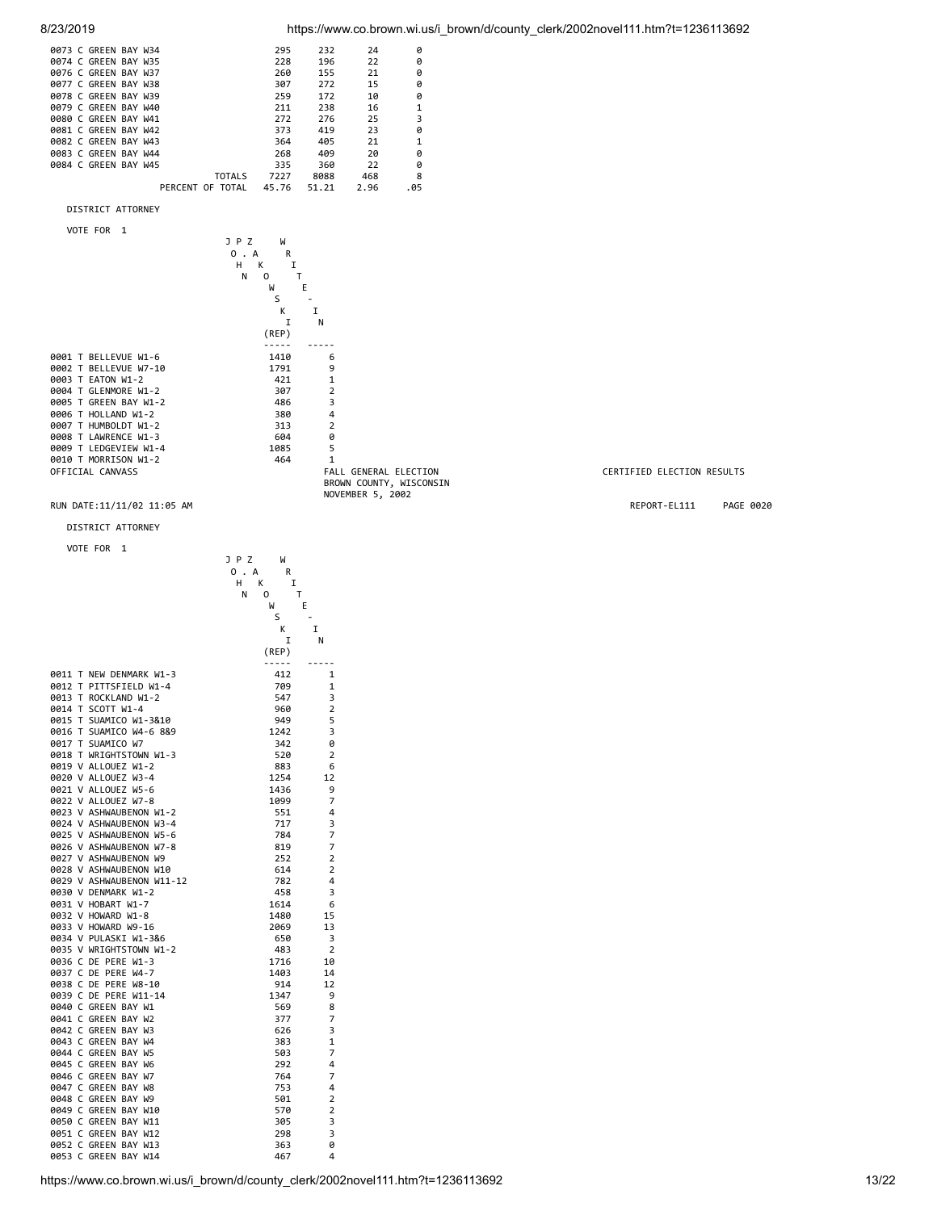| | | | | |
|---|---|---|---|---|
| 0073 C GREEN BAY W34 | 295 | 232 | 24 | 0 |
| 0074 C GREEN BAY W35 | 228 | 196 | 22 | 0 |
| 0076 C GREEN BAY W37 | 260 | 155 | 21 | 0 |
| 0077 C GREEN BAY W38 | 307 | 272 | 15 | 0 |
| 0078 C GREEN BAY W39 | 259 | 172 | 10 | 0 |
| 0079 C GREEN BAY W40 | 211 | 238 | 16 | 1 |
| 0080 C GREEN BAY W41 | 272 | 276 | 25 | 3 |
| 0081 C GREEN BAY W42 | 373 | 419 | 23 | 0 |
| 0082 C GREEN BAY W43 | 364 | 405 | 21 | 1 |
| 0083 C GREEN BAY W44 | 268 | 409 | 20 | 0 |
| 0084 C GREEN BAY W45 | 335 | 360 | 22 | 0 |
| TOTALS | 7227 | 8088 | 468 | 8 |
| PERCENT OF TOTAL | 45.76 | 51.21 | 2.96 | .05 |

DISTRICT ATTORNEY

VOTE FOR 1

| | JOHN P. ZAKOWSKI (REP) | WRITE-IN |
|---|---|---|
| 0001 T BELLEVUE W1-6 | 1410 | 6 |
| 0002 T BELLEVUE W7-10 | 1791 | 9 |
| 0003 T EATON W1-2 | 421 | 1 |
| 0004 T GLENMORE W1-2 | 307 | 2 |
| 0005 T GREEN BAY W1-2 | 486 | 3 |
| 0006 T HOLLAND W1-2 | 380 | 4 |
| 0007 T HUMBOLDT W1-2 | 313 | 2 |
| 0008 T LAWRENCE W1-3 | 604 | 0 |
| 0009 T LEDGEVIEW W1-4 | 1085 | 5 |
| 0010 T MORRISON W1-2 | 464 | 1 |

OFFICIAL CANVASS — FALL GENERAL ELECTION, BROWN COUNTY, WISCONSIN, NOVEMBER 5, 2002 — CERTIFIED ELECTION RESULTS

RUN DATE:11/11/02 11:05 AM — REPORT-EL111 PAGE 0020

DISTRICT ATTORNEY

VOTE FOR 1

| | JOHN P. ZAKOWSKI (REP) | WRITE-IN |
|---|---|---|
| 0011 T NEW DENMARK W1-3 | 412 | 1 |
| 0012 T PITTSFIELD W1-4 | 709 | 1 |
| 0013 T ROCKLAND W1-2 | 547 | 3 |
| 0014 T SCOTT W1-4 | 960 | 2 |
| 0015 T SUAMICO W1-3&10 | 949 | 5 |
| 0016 T SUAMICO W4-6 8&9 | 1242 | 3 |
| 0017 T SUAMICO W7 | 342 | 0 |
| 0018 T WRIGHTSTOWN W1-3 | 520 | 2 |
| 0019 V ALLOUEZ W1-2 | 883 | 6 |
| 0020 V ALLOUEZ W3-4 | 1254 | 12 |
| 0021 V ALLOUEZ W5-6 | 1436 | 9 |
| 0022 V ALLOUEZ W7-8 | 1099 | 7 |
| 0023 V ASHWAUBENON W1-2 | 551 | 4 |
| 0024 V ASHWAUBENON W3-4 | 717 | 3 |
| 0025 V ASHWAUBENON W5-6 | 784 | 7 |
| 0026 V ASHWAUBENON W7-8 | 819 | 7 |
| 0027 V ASHWAUBENON W9 | 252 | 2 |
| 0028 V ASHWAUBENON W10 | 614 | 2 |
| 0029 V ASHWAUBENON W11-12 | 782 | 4 |
| 0030 V DENMARK W1-2 | 458 | 3 |
| 0031 V HOBART W1-7 | 1614 | 6 |
| 0032 V HOWARD W1-8 | 1480 | 15 |
| 0033 V HOWARD W9-16 | 2069 | 13 |
| 0034 V PULASKI W1-3&6 | 650 | 3 |
| 0035 V WRIGHTSTOWN W1-2 | 483 | 2 |
| 0036 C DE PERE W1-3 | 1716 | 10 |
| 0037 C DE PERE W4-7 | 1403 | 14 |
| 0038 C DE PERE W8-10 | 914 | 12 |
| 0039 C DE PERE W11-14 | 1347 | 9 |
| 0040 C GREEN BAY W1 | 569 | 8 |
| 0041 C GREEN BAY W2 | 377 | 7 |
| 0042 C GREEN BAY W3 | 626 | 3 |
| 0043 C GREEN BAY W4 | 383 | 1 |
| 0044 C GREEN BAY W5 | 503 | 7 |
| 0045 C GREEN BAY W6 | 292 | 4 |
| 0046 C GREEN BAY W7 | 764 | 7 |
| 0047 C GREEN BAY W8 | 753 | 4 |
| 0048 C GREEN BAY W9 | 501 | 2 |
| 0049 C GREEN BAY W10 | 570 | 2 |
| 0050 C GREEN BAY W11 | 305 | 3 |
| 0051 C GREEN BAY W12 | 298 | 3 |
| 0052 C GREEN BAY W13 | 363 | 0 |
| 0053 C GREEN BAY W14 | 467 | 4 |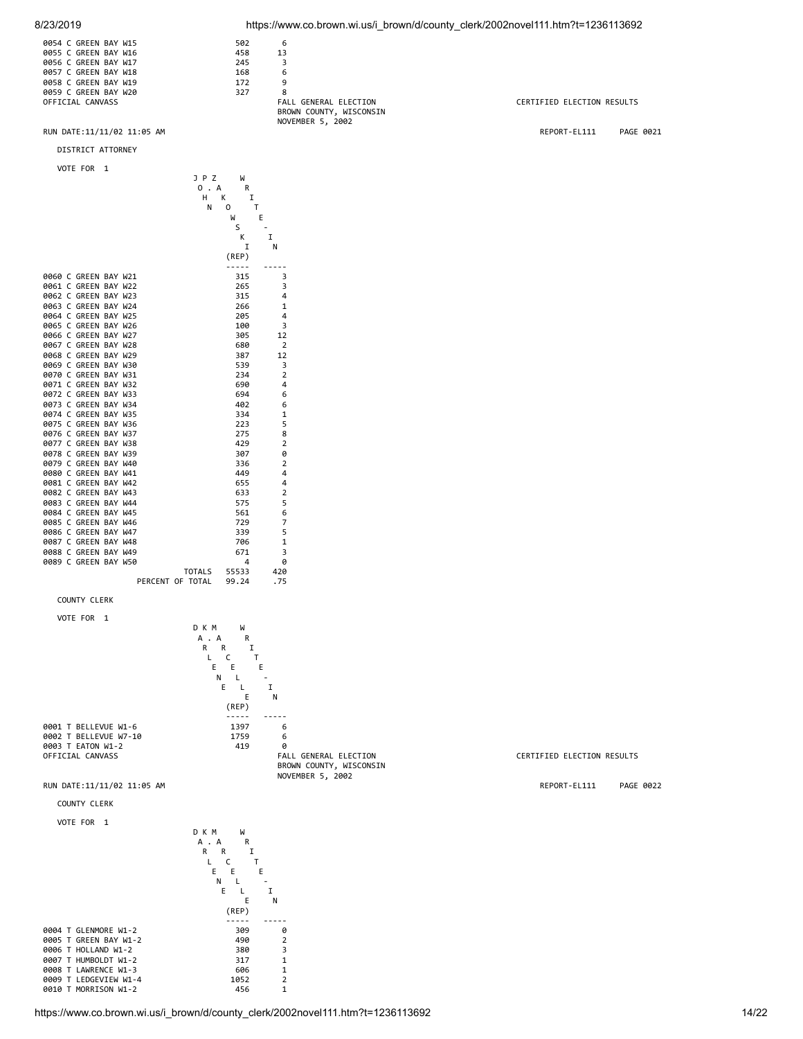| | | |
|---|---|---|
| 0054 C GREEN BAY W15 | 502 | 6 |
| 0055 C GREEN BAY W16 | 458 | 13 |
| 0056 C GREEN BAY W17 | 245 | 3 |
| 0057 C GREEN BAY W18 | 168 | 6 |
| 0058 C GREEN BAY W19 | 172 | 9 |
| 0059 C GREEN BAY W20 | 327 | 8 |

OFFICIAL CANVASS

FALL GENERAL ELECTION
BROWN COUNTY, WISCONSIN
NOVEMBER 5, 2002

CERTIFIED ELECTION RESULTS

RUN DATE:11/11/02 11:05 AM

REPORT-EL111 PAGE 0021

## DISTRICT ATTORNEY

VOTE FOR 1

| | JOHN P. ZAKOWSKI (REP) | WRITE-IN |
|---|---|---|
| 0060 C GREEN BAY W21 | 315 | 3 |
| 0061 C GREEN BAY W22 | 265 | 3 |
| 0062 C GREEN BAY W23 | 315 | 4 |
| 0063 C GREEN BAY W24 | 266 | 1 |
| 0064 C GREEN BAY W25 | 205 | 4 |
| 0065 C GREEN BAY W26 | 100 | 3 |
| 0066 C GREEN BAY W27 | 305 | 12 |
| 0067 C GREEN BAY W28 | 680 | 2 |
| 0068 C GREEN BAY W29 | 387 | 12 |
| 0069 C GREEN BAY W30 | 539 | 3 |
| 0070 C GREEN BAY W31 | 234 | 2 |
| 0071 C GREEN BAY W32 | 690 | 4 |
| 0072 C GREEN BAY W33 | 694 | 6 |
| 0073 C GREEN BAY W34 | 402 | 6 |
| 0074 C GREEN BAY W35 | 334 | 1 |
| 0075 C GREEN BAY W36 | 223 | 5 |
| 0076 C GREEN BAY W37 | 275 | 8 |
| 0077 C GREEN BAY W38 | 429 | 2 |
| 0078 C GREEN BAY W39 | 307 | 0 |
| 0079 C GREEN BAY W40 | 336 | 2 |
| 0080 C GREEN BAY W41 | 449 | 4 |
| 0081 C GREEN BAY W42 | 655 | 4 |
| 0082 C GREEN BAY W43 | 633 | 2 |
| 0083 C GREEN BAY W44 | 575 | 5 |
| 0084 C GREEN BAY W45 | 561 | 6 |
| 0085 C GREEN BAY W46 | 729 | 7 |
| 0086 C GREEN BAY W47 | 339 | 5 |
| 0087 C GREEN BAY W48 | 706 | 1 |
| 0088 C GREEN BAY W49 | 671 | 3 |
| 0089 C GREEN BAY W50 | 4 | 0 |
| TOTALS | 55533 | 420 |
| PERCENT OF TOTAL | 99.24 | .75 |

## COUNTY CLERK

VOTE FOR 1

| | DARLENE K. MARCELLE (REP) | WRITE-IN |
|---|---|---|
| 0001 T BELLEVUE W1-6 | 1397 | 6 |
| 0002 T BELLEVUE W7-10 | 1759 | 6 |
| 0003 T EATON W1-2 | 419 | 0 |

OFFICIAL CANVASS

FALL GENERAL ELECTION
BROWN COUNTY, WISCONSIN
NOVEMBER 5, 2002

CERTIFIED ELECTION RESULTS

RUN DATE:11/11/02 11:05 AM

REPORT-EL111 PAGE 0022

## COUNTY CLERK

VOTE FOR 1

| | DARLENE K. MARCELLE (REP) | WRITE-IN |
|---|---|---|
| 0004 T GLENMORE W1-2 | 309 | 0 |
| 0005 T GREEN BAY W1-2 | 490 | 2 |
| 0006 T HOLLAND W1-2 | 380 | 3 |
| 0007 T HUMBOLDT W1-2 | 317 | 1 |
| 0008 T LAWRENCE W1-3 | 606 | 1 |
| 0009 T LEDGEVIEW W1-4 | 1052 | 2 |
| 0010 T MORRISON W1-2 | 456 | 1 |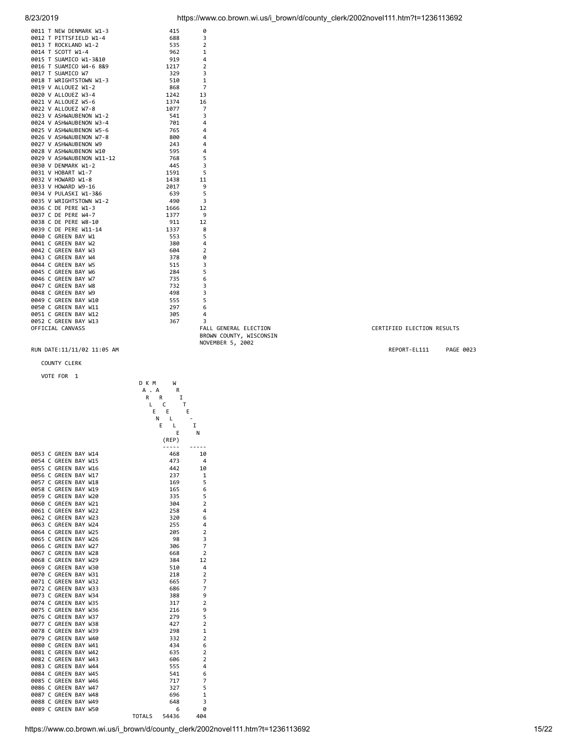| | | |
|---|---|---|
| 0011 T NEW DENMARK W1-3 | 415 | 0 |
| 0012 T PITTSFIELD W1-4 | 688 | 3 |
| 0013 T ROCKLAND W1-2 | 535 | 2 |
| 0014 T SCOTT W1-4 | 962 | 1 |
| 0015 T SUAMICO W1-3&10 | 919 | 4 |
| 0016 T SUAMICO W4-6 8&9 | 1217 | 2 |
| 0017 T SUAMICO W7 | 329 | 3 |
| 0018 T WRIGHTSTOWN W1-3 | 510 | 1 |
| 0019 V ALLOUEZ W1-2 | 868 | 7 |
| 0020 V ALLOUEZ W3-4 | 1242 | 13 |
| 0021 V ALLOUEZ W5-6 | 1374 | 16 |
| 0022 V ALLOUEZ W7-8 | 1077 | 7 |
| 0023 V ASHWAUBENON W1-2 | 541 | 3 |
| 0024 V ASHWAUBENON W3-4 | 701 | 4 |
| 0025 V ASHWAUBENON W5-6 | 765 | 4 |
| 0026 V ASHWAUBENON W7-8 | 800 | 4 |
| 0027 V ASHWAUBENON W9 | 243 | 4 |
| 0028 V ASHWAUBENON W10 | 595 | 4 |
| 0029 V ASHWAUBENON W11-12 | 768 | 5 |
| 0030 V DENMARK W1-2 | 445 | 3 |
| 0031 V HOBART W1-7 | 1591 | 5 |
| 0032 V HOWARD W1-8 | 1438 | 11 |
| 0033 V HOWARD W9-16 | 2017 | 9 |
| 0034 V PULASKI W1-3&6 | 639 | 5 |
| 0035 V WRIGHTSTOWN W1-2 | 490 | 3 |
| 0036 C DE PERE W1-3 | 1666 | 12 |
| 0037 C DE PERE W4-7 | 1377 | 9 |
| 0038 C DE PERE W8-10 | 911 | 12 |
| 0039 C DE PERE W11-14 | 1337 | 8 |
| 0040 C GREEN BAY W1 | 553 | 5 |
| 0041 C GREEN BAY W2 | 380 | 4 |
| 0042 C GREEN BAY W3 | 604 | 2 |
| 0043 C GREEN BAY W4 | 378 | 0 |
| 0044 C GREEN BAY W5 | 515 | 3 |
| 0045 C GREEN BAY W6 | 284 | 5 |
| 0046 C GREEN BAY W7 | 735 | 6 |
| 0047 C GREEN BAY W8 | 732 | 3 |
| 0048 C GREEN BAY W9 | 498 | 3 |
| 0049 C GREEN BAY W10 | 555 | 5 |
| 0050 C GREEN BAY W11 | 297 | 6 |
| 0051 C GREEN BAY W12 | 305 | 4 |
| 0052 C GREEN BAY W13 | 367 | 3 |

OFFICIAL CANVASS

FALL GENERAL ELECTION
BROWN COUNTY, WISCONSIN
NOVEMBER 5, 2002

CERTIFIED ELECTION RESULTS

RUN DATE:11/11/02 11:05 AM

REPORT-EL111 PAGE 0023

COUNTY CLERK

VOTE FOR 1

| | DARLENE K. MARCELLE (REP) | WRITE-IN |
|---|---|---|
| 0053 C GREEN BAY W14 | 468 | 10 |
| 0054 C GREEN BAY W15 | 473 | 4 |
| 0055 C GREEN BAY W16 | 442 | 10 |
| 0056 C GREEN BAY W17 | 237 | 1 |
| 0057 C GREEN BAY W18 | 169 | 5 |
| 0058 C GREEN BAY W19 | 165 | 6 |
| 0059 C GREEN BAY W20 | 335 | 5 |
| 0060 C GREEN BAY W21 | 304 | 2 |
| 0061 C GREEN BAY W22 | 258 | 4 |
| 0062 C GREEN BAY W23 | 320 | 6 |
| 0063 C GREEN BAY W24 | 255 | 4 |
| 0064 C GREEN BAY W25 | 205 | 2 |
| 0065 C GREEN BAY W26 | 98 | 3 |
| 0066 C GREEN BAY W27 | 306 | 7 |
| 0067 C GREEN BAY W28 | 668 | 2 |
| 0068 C GREEN BAY W29 | 384 | 12 |
| 0069 C GREEN BAY W30 | 510 | 4 |
| 0070 C GREEN BAY W31 | 218 | 2 |
| 0071 C GREEN BAY W32 | 665 | 7 |
| 0072 C GREEN BAY W33 | 686 | 7 |
| 0073 C GREEN BAY W34 | 388 | 9 |
| 0074 C GREEN BAY W35 | 317 | 2 |
| 0075 C GREEN BAY W36 | 216 | 9 |
| 0076 C GREEN BAY W37 | 279 | 5 |
| 0077 C GREEN BAY W38 | 427 | 2 |
| 0078 C GREEN BAY W39 | 298 | 1 |
| 0079 C GREEN BAY W40 | 332 | 2 |
| 0080 C GREEN BAY W41 | 434 | 6 |
| 0081 C GREEN BAY W42 | 635 | 2 |
| 0082 C GREEN BAY W43 | 606 | 2 |
| 0083 C GREEN BAY W44 | 555 | 4 |
| 0084 C GREEN BAY W45 | 541 | 6 |
| 0085 C GREEN BAY W46 | 717 | 7 |
| 0086 C GREEN BAY W47 | 327 | 5 |
| 0087 C GREEN BAY W48 | 696 | 1 |
| 0088 C GREEN BAY W49 | 648 | 3 |
| 0089 C GREEN BAY W50 | 6 | 0 |
| TOTALS | 54436 | 404 |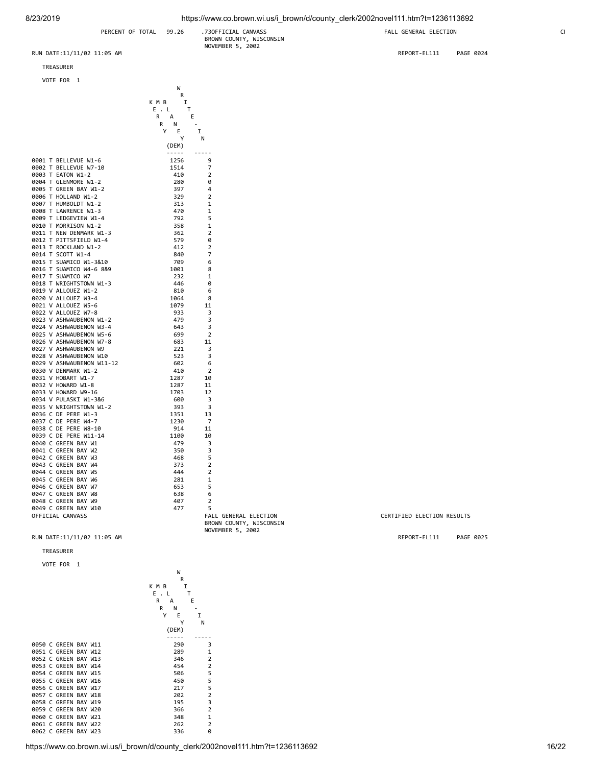PERCENT OF TOTAL 99.26 .73 OFFICIAL CANVASS FALL GENERAL ELECTION

BROWN COUNTY, WISCONSIN

NOVEMBER 5, 2002

RUN DATE:11/11/02 11:05 AM REPORT-EL111 PAGE 0024

TREASURER

VOTE FOR 1

| | KERRY MAE BLY (DEM) | WRITE-IN |
|---|---|---|
| 0001 T BELLEVUE W1-6 | 1256 | 9 |
| 0002 T BELLEVUE W7-10 | 1514 | 7 |
| 0003 T EATON W1-2 | 410 | 2 |
| 0004 T GLENMORE W1-2 | 280 | 0 |
| 0005 T GREEN BAY W1-2 | 397 | 4 |
| 0006 T HOLLAND W1-2 | 329 | 2 |
| 0007 T HUMBOLDT W1-2 | 313 | 1 |
| 0008 T LAWRENCE W1-3 | 470 | 1 |
| 0009 T LEDGEVIEW W1-4 | 792 | 5 |
| 0010 T MORRISON W1-2 | 358 | 1 |
| 0011 T NEW DENMARK W1-3 | 362 | 2 |
| 0012 T PITTSFIELD W1-4 | 579 | 0 |
| 0013 T ROCKLAND W1-2 | 412 | 2 |
| 0014 T SCOTT W1-4 | 840 | 7 |
| 0015 T SUAMICO W1-3&10 | 709 | 6 |
| 0016 T SUAMICO W4-6 8&9 | 1001 | 8 |
| 0017 T SUAMICO W7 | 232 | 1 |
| 0018 T WRIGHTSTOWN W1-3 | 446 | 0 |
| 0019 V ALLOUEZ W1-2 | 810 | 6 |
| 0020 V ALLOUEZ W3-4 | 1064 | 8 |
| 0021 V ALLOUEZ W5-6 | 1079 | 11 |
| 0022 V ALLOUEZ W7-8 | 933 | 3 |
| 0023 V ASHWAUBENON W1-2 | 479 | 3 |
| 0024 V ASHWAUBENON W3-4 | 643 | 3 |
| 0025 V ASHWAUBENON W5-6 | 699 | 2 |
| 0026 V ASHWAUBENON W7-8 | 683 | 11 |
| 0027 V ASHWAUBENON W9 | 221 | 3 |
| 0028 V ASHWAUBENON W10 | 523 | 3 |
| 0029 V ASHWAUBENON W11-12 | 602 | 6 |
| 0030 V DENMARK W1-2 | 410 | 2 |
| 0031 V HOBART W1-7 | 1287 | 10 |
| 0032 V HOWARD W1-8 | 1287 | 11 |
| 0033 V HOWARD W9-16 | 1703 | 12 |
| 0034 V PULASKI W1-3&6 | 600 | 3 |
| 0035 V WRIGHTSTOWN W1-2 | 393 | 3 |
| 0036 C DE PERE W1-3 | 1351 | 13 |
| 0037 C DE PERE W4-7 | 1230 | 7 |
| 0038 C DE PERE W8-10 | 914 | 11 |
| 0039 C DE PERE W11-14 | 1100 | 10 |
| 0040 C GREEN BAY W1 | 479 | 3 |
| 0041 C GREEN BAY W2 | 350 | 3 |
| 0042 C GREEN BAY W3 | 468 | 5 |
| 0043 C GREEN BAY W4 | 373 | 2 |
| 0044 C GREEN BAY W5 | 444 | 2 |
| 0045 C GREEN BAY W6 | 281 | 1 |
| 0046 C GREEN BAY W7 | 653 | 5 |
| 0047 C GREEN BAY W8 | 638 | 6 |
| 0048 C GREEN BAY W9 | 407 | 2 |
| 0049 C GREEN BAY W10 | 477 | 5 |

OFFICIAL CANVASS FALL GENERAL ELECTION CERTIFIED ELECTION RESULTS

BROWN COUNTY, WISCONSIN

NOVEMBER 5, 2002

RUN DATE:11/11/02 11:05 AM REPORT-EL111 PAGE 0025

TREASURER

VOTE FOR 1

| | KERRY MAE BLY (DEM) | WRITE-IN |
|---|---|---|
| 0050 C GREEN BAY W11 | 290 | 3 |
| 0051 C GREEN BAY W12 | 289 | 1 |
| 0052 C GREEN BAY W13 | 346 | 2 |
| 0053 C GREEN BAY W14 | 454 | 2 |
| 0054 C GREEN BAY W15 | 506 | 5 |
| 0055 C GREEN BAY W16 | 450 | 5 |
| 0056 C GREEN BAY W17 | 217 | 5 |
| 0057 C GREEN BAY W18 | 202 | 2 |
| 0058 C GREEN BAY W19 | 195 | 3 |
| 0059 C GREEN BAY W20 | 366 | 2 |
| 0060 C GREEN BAY W21 | 348 | 1 |
| 0061 C GREEN BAY W22 | 262 | 2 |
| 0062 C GREEN BAY W23 | 336 | 0 |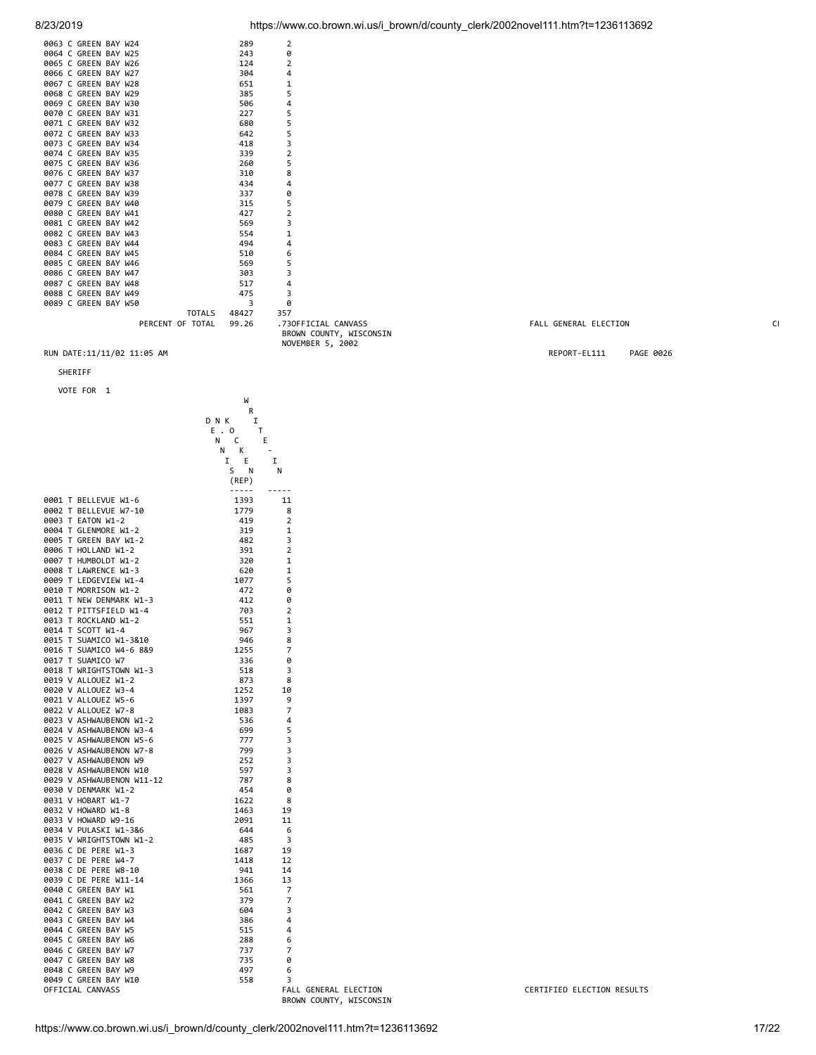| Ward | | |
|---|---|---|
| 0063 C GREEN BAY W24 | 289 | 2 |
| 0064 C GREEN BAY W25 | 243 | 0 |
| 0065 C GREEN BAY W26 | 124 | 2 |
| 0066 C GREEN BAY W27 | 304 | 4 |
| 0067 C GREEN BAY W28 | 651 | 1 |
| 0068 C GREEN BAY W29 | 385 | 5 |
| 0069 C GREEN BAY W30 | 506 | 4 |
| 0070 C GREEN BAY W31 | 227 | 5 |
| 0071 C GREEN BAY W32 | 680 | 5 |
| 0072 C GREEN BAY W33 | 642 | 5 |
| 0073 C GREEN BAY W34 | 418 | 3 |
| 0074 C GREEN BAY W35 | 339 | 2 |
| 0075 C GREEN BAY W36 | 260 | 5 |
| 0076 C GREEN BAY W37 | 310 | 8 |
| 0077 C GREEN BAY W38 | 434 | 4 |
| 0078 C GREEN BAY W39 | 337 | 0 |
| 0079 C GREEN BAY W40 | 315 | 5 |
| 0080 C GREEN BAY W41 | 427 | 2 |
| 0081 C GREEN BAY W42 | 569 | 3 |
| 0082 C GREEN BAY W43 | 554 | 1 |
| 0083 C GREEN BAY W44 | 494 | 4 |
| 0084 C GREEN BAY W45 | 510 | 6 |
| 0085 C GREEN BAY W46 | 569 | 5 |
| 0086 C GREEN BAY W47 | 303 | 3 |
| 0087 C GREEN BAY W48 | 517 | 4 |
| 0088 C GREEN BAY W49 | 475 | 3 |
| 0089 C GREEN BAY W50 | 3 | 0 |
| TOTALS | 48427 | 357 |
| PERCENT OF TOTAL | 99.26 | .73 |

OFFICIAL CANVASS FALL GENERAL ELECTION CERTIFIED ELECTION RESULTS
BROWN COUNTY, WISCONSIN
NOVEMBER 5, 2002

RUN DATE:11/11/02 11:05 AM REPORT-EL111 PAGE 0026

SHERIFF

VOTE FOR 1

| | DENNIS KOCKEN (REP) | WRITE-IN |
|---|---|---|
| 0001 T BELLEVUE W1-6 | 1393 | 11 |
| 0002 T BELLEVUE W7-10 | 1779 | 8 |
| 0003 T EATON W1-2 | 419 | 2 |
| 0004 T GLENMORE W1-2 | 319 | 1 |
| 0005 T GREEN BAY W1-2 | 482 | 3 |
| 0006 T HOLLAND W1-2 | 391 | 2 |
| 0007 T HUMBOLDT W1-2 | 320 | 1 |
| 0008 T LAWRENCE W1-3 | 620 | 1 |
| 0009 T LEDGEVIEW W1-4 | 1077 | 5 |
| 0010 T MORRISON W1-2 | 472 | 0 |
| 0011 T NEW DENMARK W1-3 | 412 | 0 |
| 0012 T PITTSFIELD W1-4 | 703 | 2 |
| 0013 T ROCKLAND W1-2 | 551 | 1 |
| 0014 T SCOTT W1-4 | 967 | 3 |
| 0015 T SUAMICO W1-3&10 | 946 | 8 |
| 0016 T SUAMICO W4-6 8&9 | 1255 | 7 |
| 0017 T SUAMICO W7 | 336 | 0 |
| 0018 T WRIGHTSTOWN W1-3 | 518 | 3 |
| 0019 V ALLOUEZ W1-2 | 873 | 8 |
| 0020 V ALLOUEZ W3-4 | 1252 | 10 |
| 0021 V ALLOUEZ W5-6 | 1397 | 9 |
| 0022 V ALLOUEZ W7-8 | 1083 | 7 |
| 0023 V ASHWAUBENON W1-2 | 536 | 4 |
| 0024 V ASHWAUBENON W3-4 | 699 | 5 |
| 0025 V ASHWAUBENON W5-6 | 777 | 3 |
| 0026 V ASHWAUBENON W7-8 | 799 | 3 |
| 0027 V ASHWAUBENON W9 | 252 | 3 |
| 0028 V ASHWAUBENON W10 | 597 | 3 |
| 0029 V ASHWAUBENON W11-12 | 787 | 8 |
| 0030 V DENMARK W1-2 | 454 | 0 |
| 0031 V HOBART W1-7 | 1622 | 8 |
| 0032 V HOWARD W1-8 | 1463 | 19 |
| 0033 V HOWARD W9-16 | 2091 | 11 |
| 0034 V PULASKI W1-3&6 | 644 | 6 |
| 0035 V WRIGHTSTOWN W1-2 | 485 | 3 |
| 0036 C DE PERE W1-3 | 1687 | 19 |
| 0037 C DE PERE W4-7 | 1418 | 12 |
| 0038 C DE PERE W8-10 | 941 | 14 |
| 0039 C DE PERE W11-14 | 1366 | 13 |
| 0040 C GREEN BAY W1 | 561 | 7 |
| 0041 C GREEN BAY W2 | 379 | 7 |
| 0042 C GREEN BAY W3 | 604 | 3 |
| 0043 C GREEN BAY W4 | 386 | 4 |
| 0044 C GREEN BAY W5 | 515 | 4 |
| 0045 C GREEN BAY W6 | 288 | 6 |
| 0046 C GREEN BAY W7 | 737 | 7 |
| 0047 C GREEN BAY W8 | 735 | 0 |
| 0048 C GREEN BAY W9 | 497 | 6 |
| 0049 C GREEN BAY W10 | 558 | 3 |

OFFICIAL CANVASS FALL GENERAL ELECTION CERTIFIED ELECTION RESULTS
BROWN COUNTY, WISCONSIN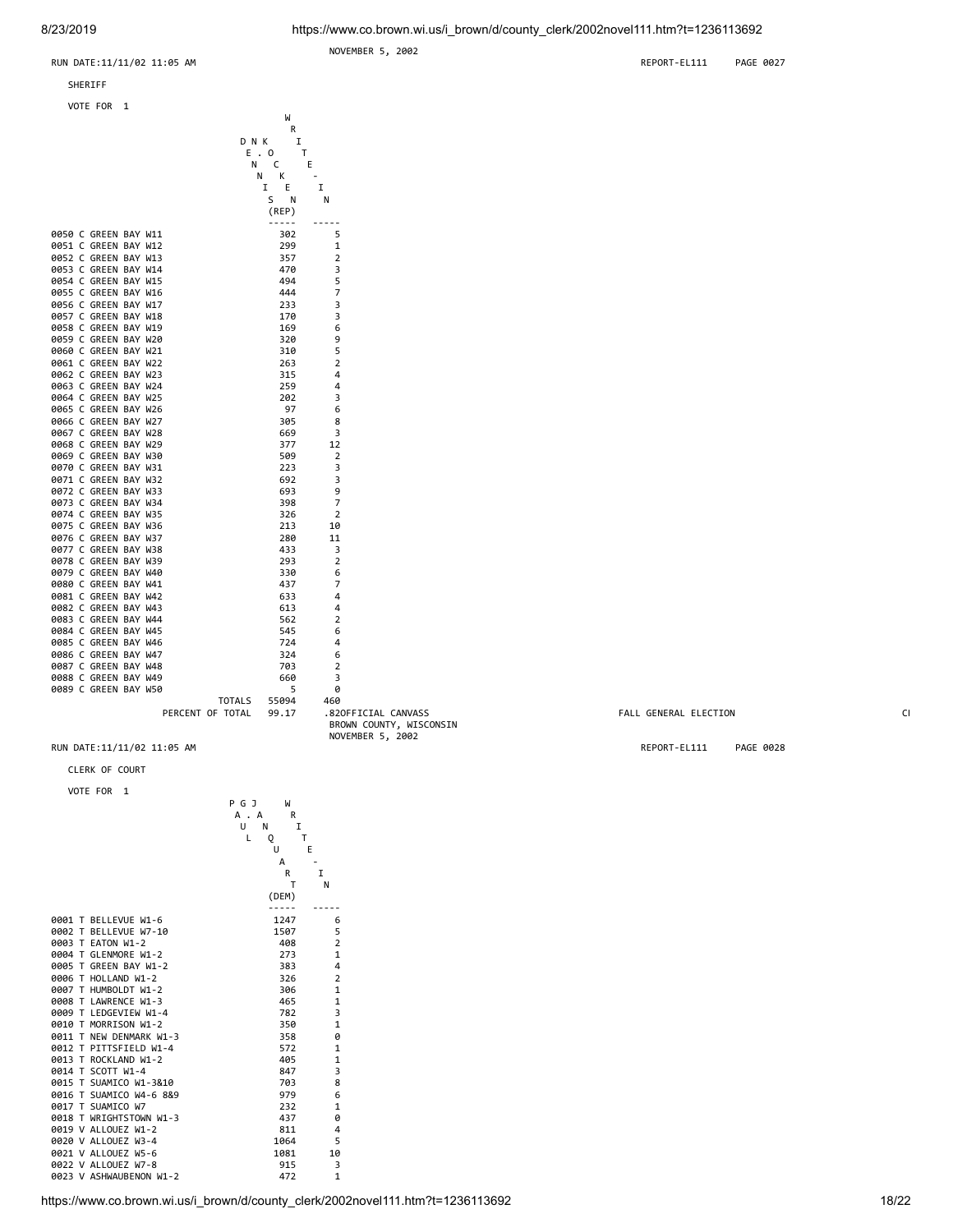NOVEMBER 5, 2002

RUN DATE:11/11/02 11:05 AM REPORT-EL111 PAGE 0027

SHERIFF

VOTE FOR 1

| | DENNIS E. KOCKEN (REP) | WRITE-IN |
|---|---|---|
| 0050 C GREEN BAY W11 | 302 | 5 |
| 0051 C GREEN BAY W12 | 299 | 1 |
| 0052 C GREEN BAY W13 | 357 | 2 |
| 0053 C GREEN BAY W14 | 470 | 3 |
| 0054 C GREEN BAY W15 | 494 | 5 |
| 0055 C GREEN BAY W16 | 444 | 7 |
| 0056 C GREEN BAY W17 | 233 | 3 |
| 0057 C GREEN BAY W18 | 170 | 3 |
| 0058 C GREEN BAY W19 | 169 | 6 |
| 0059 C GREEN BAY W20 | 320 | 9 |
| 0060 C GREEN BAY W21 | 310 | 5 |
| 0061 C GREEN BAY W22 | 263 | 2 |
| 0062 C GREEN BAY W23 | 315 | 4 |
| 0063 C GREEN BAY W24 | 259 | 4 |
| 0064 C GREEN BAY W25 | 202 | 3 |
| 0065 C GREEN BAY W26 | 97 | 6 |
| 0066 C GREEN BAY W27 | 305 | 8 |
| 0067 C GREEN BAY W28 | 669 | 3 |
| 0068 C GREEN BAY W29 | 377 | 12 |
| 0069 C GREEN BAY W30 | 509 | 2 |
| 0070 C GREEN BAY W31 | 223 | 3 |
| 0071 C GREEN BAY W32 | 692 | 3 |
| 0072 C GREEN BAY W33 | 693 | 9 |
| 0073 C GREEN BAY W34 | 398 | 7 |
| 0074 C GREEN BAY W35 | 326 | 2 |
| 0075 C GREEN BAY W36 | 213 | 10 |
| 0076 C GREEN BAY W37 | 280 | 11 |
| 0077 C GREEN BAY W38 | 433 | 3 |
| 0078 C GREEN BAY W39 | 293 | 2 |
| 0079 C GREEN BAY W40 | 330 | 6 |
| 0080 C GREEN BAY W41 | 437 | 7 |
| 0081 C GREEN BAY W42 | 633 | 4 |
| 0082 C GREEN BAY W43 | 613 | 4 |
| 0083 C GREEN BAY W44 | 562 | 2 |
| 0084 C GREEN BAY W45 | 545 | 6 |
| 0085 C GREEN BAY W46 | 724 | 4 |
| 0086 C GREEN BAY W47 | 324 | 6 |
| 0087 C GREEN BAY W48 | 703 | 2 |
| 0088 C GREEN BAY W49 | 660 | 3 |
| 0089 C GREEN BAY W50 | 5 | 0 |
| TOTALS | 55094 | 460 |
| PERCENT OF TOTAL | 99.17 | .82 |

OFFICIAL CANVASS FALL GENERAL ELECTION CI
BROWN COUNTY, WISCONSIN
NOVEMBER 5, 2002

RUN DATE:11/11/02 11:05 AM REPORT-EL111 PAGE 0028

CLERK OF COURT

VOTE FOR 1

| | PAUL G. JANQUART (DEM) | WRITE-IN |
|---|---|---|
| 0001 T BELLEVUE W1-6 | 1247 | 6 |
| 0002 T BELLEVUE W7-10 | 1507 | 5 |
| 0003 T EATON W1-2 | 408 | 2 |
| 0004 T GLENMORE W1-2 | 273 | 1 |
| 0005 T GREEN BAY W1-2 | 383 | 4 |
| 0006 T HOLLAND W1-2 | 326 | 2 |
| 0007 T HUMBOLDT W1-2 | 306 | 1 |
| 0008 T LAWRENCE W1-3 | 465 | 1 |
| 0009 T LEDGEVIEW W1-4 | 782 | 3 |
| 0010 T MORRISON W1-2 | 350 | 1 |
| 0011 T NEW DENMARK W1-3 | 358 | 0 |
| 0012 T PITTSFIELD W1-4 | 572 | 1 |
| 0013 T ROCKLAND W1-2 | 405 | 1 |
| 0014 T SCOTT W1-4 | 847 | 3 |
| 0015 T SUAMICO W1-3&10 | 703 | 8 |
| 0016 T SUAMICO W4-6 8&9 | 979 | 6 |
| 0017 T SUAMICO W7 | 232 | 1 |
| 0018 T WRIGHTSTOWN W1-3 | 437 | 0 |
| 0019 V ALLOUEZ W1-2 | 811 | 4 |
| 0020 V ALLOUEZ W3-4 | 1064 | 5 |
| 0021 V ALLOUEZ W5-6 | 1081 | 10 |
| 0022 V ALLOUEZ W7-8 | 915 | 3 |
| 0023 V ASHWAUBENON W1-2 | 472 | 1 |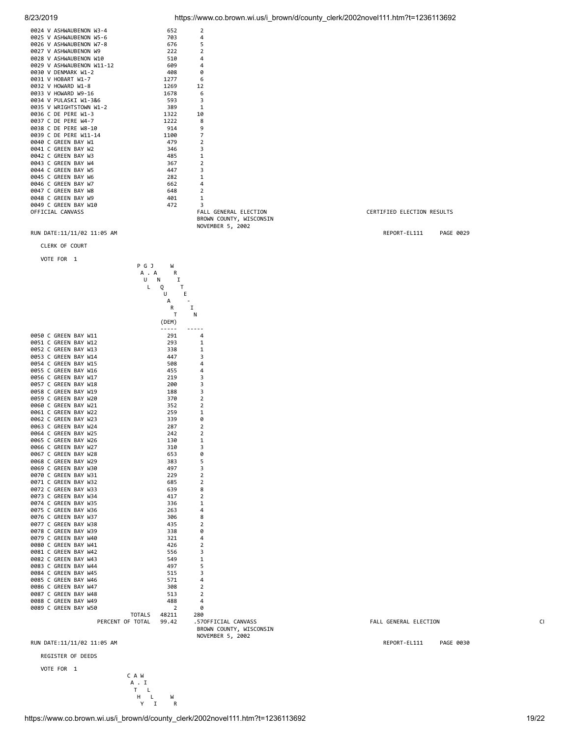| | | |
|---|---|---|
| 0024 V ASHWAUBENON W3-4 | 652 | 2 |
| 0025 V ASHWAUBENON W5-6 | 703 | 4 |
| 0026 V ASHWAUBENON W7-8 | 676 | 5 |
| 0027 V ASHWAUBENON W9 | 222 | 2 |
| 0028 V ASHWAUBENON W10 | 510 | 4 |
| 0029 V ASHWAUBENON W11-12 | 609 | 4 |
| 0030 V DENMARK W1-2 | 408 | 0 |
| 0031 V HOBART W1-7 | 1277 | 6 |
| 0032 V HOWARD W1-8 | 1269 | 12 |
| 0033 V HOWARD W9-16 | 1678 | 6 |
| 0034 V PULASKI W1-3&6 | 593 | 3 |
| 0035 V WRIGHTSTOWN W1-2 | 389 | 1 |
| 0036 C DE PERE W1-3 | 1322 | 10 |
| 0037 C DE PERE W4-7 | 1222 | 8 |
| 0038 C DE PERE W8-10 | 914 | 9 |
| 0039 C DE PERE W11-14 | 1100 | 7 |
| 0040 C GREEN BAY W1 | 479 | 2 |
| 0041 C GREEN BAY W2 | 346 | 3 |
| 0042 C GREEN BAY W3 | 485 | 1 |
| 0043 C GREEN BAY W4 | 367 | 2 |
| 0044 C GREEN BAY W5 | 447 | 3 |
| 0045 C GREEN BAY W6 | 282 | 1 |
| 0046 C GREEN BAY W7 | 662 | 4 |
| 0047 C GREEN BAY W8 | 648 | 2 |
| 0048 C GREEN BAY W9 | 401 | 1 |
| 0049 C GREEN BAY W10 | 472 | 3 |

OFFICIAL CANVASS — FALL GENERAL ELECTION — BROWN COUNTY, WISCONSIN — NOVEMBER 5, 2002 — CERTIFIED ELECTION RESULTS

RUN DATE:11/11/02 11:05 AM — REPORT-EL111 PAGE 0029

CLERK OF COURT

VOTE FOR 1

| | PAUL J. JAQUART (DEM) | WRITE-IN |
|---|---|---|
| 0050 C GREEN BAY W11 | 291 | 4 |
| 0051 C GREEN BAY W12 | 293 | 1 |
| 0052 C GREEN BAY W13 | 338 | 1 |
| 0053 C GREEN BAY W14 | 447 | 3 |
| 0054 C GREEN BAY W15 | 508 | 4 |
| 0055 C GREEN BAY W16 | 455 | 4 |
| 0056 C GREEN BAY W17 | 219 | 3 |
| 0057 C GREEN BAY W18 | 200 | 3 |
| 0058 C GREEN BAY W19 | 188 | 3 |
| 0059 C GREEN BAY W20 | 370 | 2 |
| 0060 C GREEN BAY W21 | 352 | 2 |
| 0061 C GREEN BAY W22 | 259 | 1 |
| 0062 C GREEN BAY W23 | 339 | 0 |
| 0063 C GREEN BAY W24 | 287 | 2 |
| 0064 C GREEN BAY W25 | 242 | 2 |
| 0065 C GREEN BAY W26 | 130 | 1 |
| 0066 C GREEN BAY W27 | 310 | 3 |
| 0067 C GREEN BAY W28 | 653 | 0 |
| 0068 C GREEN BAY W29 | 383 | 5 |
| 0069 C GREEN BAY W30 | 497 | 3 |
| 0070 C GREEN BAY W31 | 229 | 2 |
| 0071 C GREEN BAY W32 | 685 | 2 |
| 0072 C GREEN BAY W33 | 639 | 8 |
| 0073 C GREEN BAY W34 | 417 | 2 |
| 0074 C GREEN BAY W35 | 336 | 1 |
| 0075 C GREEN BAY W36 | 263 | 4 |
| 0076 C GREEN BAY W37 | 306 | 8 |
| 0077 C GREEN BAY W38 | 435 | 2 |
| 0078 C GREEN BAY W39 | 338 | 0 |
| 0079 C GREEN BAY W40 | 321 | 4 |
| 0080 C GREEN BAY W41 | 426 | 2 |
| 0081 C GREEN BAY W42 | 556 | 3 |
| 0082 C GREEN BAY W43 | 549 | 1 |
| 0083 C GREEN BAY W44 | 497 | 5 |
| 0084 C GREEN BAY W45 | 515 | 3 |
| 0085 C GREEN BAY W46 | 571 | 4 |
| 0086 C GREEN BAY W47 | 308 | 2 |
| 0087 C GREEN BAY W48 | 513 | 2 |
| 0088 C GREEN BAY W49 | 488 | 4 |
| 0089 C GREEN BAY W50 | 2 | 0 |
| TOTALS | 48211 | 280 |
| PERCENT OF TOTAL | 99.42 | .57 |

OFFICIAL CANVASS — FALL GENERAL ELECTION — BROWN COUNTY, WISCONSIN — NOVEMBER 5, 2002

RUN DATE:11/11/02 11:05 AM — REPORT-EL111 PAGE 0030

REGISTER OF DEEDS

VOTE FOR 1

C A W A . I T L H L W Y I R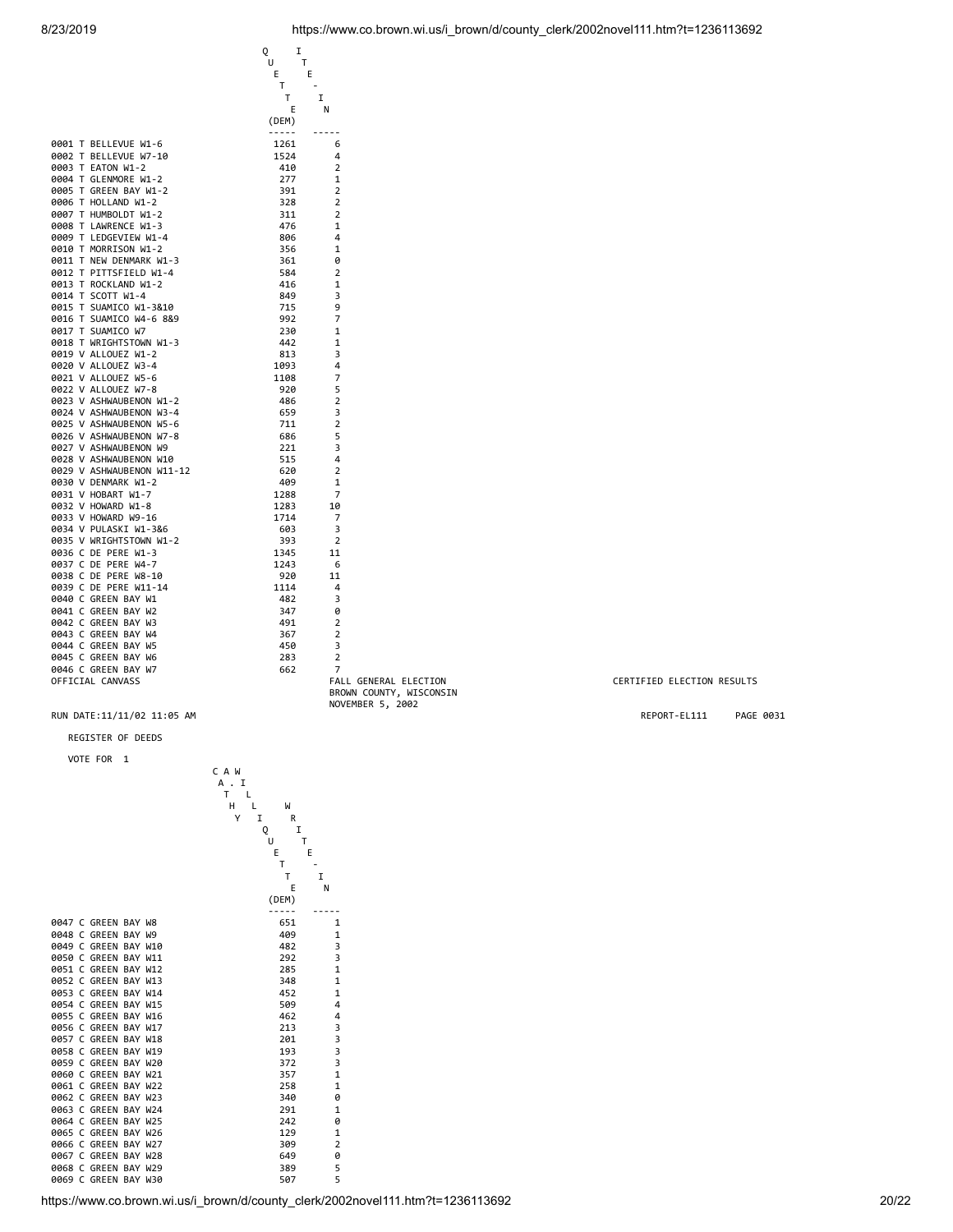| | QUETTE (DEM) | I T E - I N |
|---|---|---|
| 0001 T BELLEVUE W1-6 | 1261 | 6 |
| 0002 T BELLEVUE W7-10 | 1524 | 4 |
| 0003 T EATON W1-2 | 410 | 2 |
| 0004 T GLENMORE W1-2 | 277 | 1 |
| 0005 T GREEN BAY W1-2 | 391 | 2 |
| 0006 T HOLLAND W1-2 | 328 | 2 |
| 0007 T HUMBOLDT W1-2 | 311 | 2 |
| 0008 T LAWRENCE W1-3 | 476 | 1 |
| 0009 T LEDGEVIEW W1-4 | 806 | 4 |
| 0010 T MORRISON W1-2 | 356 | 1 |
| 0011 T NEW DENMARK W1-3 | 361 | 0 |
| 0012 T PITTSFIELD W1-4 | 584 | 2 |
| 0013 T ROCKLAND W1-2 | 416 | 1 |
| 0014 T SCOTT W1-4 | 849 | 3 |
| 0015 T SUAMICO W1-3&10 | 715 | 9 |
| 0016 T SUAMICO W4-6 8&9 | 992 | 7 |
| 0017 T SUAMICO W7 | 230 | 1 |
| 0018 T WRIGHTSTOWN W1-3 | 442 | 1 |
| 0019 V ALLOUEZ W1-2 | 813 | 3 |
| 0020 V ALLOUEZ W3-4 | 1093 | 4 |
| 0021 V ALLOUEZ W5-6 | 1108 | 7 |
| 0022 V ALLOUEZ W7-8 | 920 | 5 |
| 0023 V ASHWAUBENON W1-2 | 486 | 2 |
| 0024 V ASHWAUBENON W3-4 | 659 | 3 |
| 0025 V ASHWAUBENON W5-6 | 711 | 2 |
| 0026 V ASHWAUBENON W7-8 | 686 | 5 |
| 0027 V ASHWAUBENON W9 | 221 | 3 |
| 0028 V ASHWAUBENON W10 | 515 | 4 |
| 0029 V ASHWAUBENON W11-12 | 620 | 2 |
| 0030 V DENMARK W1-2 | 409 | 1 |
| 0031 V HOBART W1-7 | 1288 | 7 |
| 0032 V HOWARD W1-8 | 1283 | 10 |
| 0033 V HOWARD W9-16 | 1714 | 7 |
| 0034 V PULASKI W1-3&6 | 603 | 3 |
| 0035 V WRIGHTSTOWN W1-2 | 393 | 2 |
| 0036 C DE PERE W1-3 | 1345 | 11 |
| 0037 C DE PERE W4-7 | 1243 | 6 |
| 0038 C DE PERE W8-10 | 920 | 11 |
| 0039 C DE PERE W11-14 | 1114 | 4 |
| 0040 C GREEN BAY W1 | 482 | 3 |
| 0041 C GREEN BAY W2 | 347 | 0 |
| 0042 C GREEN BAY W3 | 491 | 2 |
| 0043 C GREEN BAY W4 | 367 | 2 |
| 0044 C GREEN BAY W5 | 450 | 3 |
| 0045 C GREEN BAY W6 | 283 | 2 |
| 0046 C GREEN BAY W7 | 662 | 7 |

OFFICIAL CANVASS — FALL GENERAL ELECTION, BROWN COUNTY, WISCONSIN, NOVEMBER 5, 2002 — CERTIFIED ELECTION RESULTS

RUN DATE:11/11/02 11:05 AM — REPORT-EL111 — PAGE 0031

REGISTER OF DEEDS

VOTE FOR 1

| | CATHY WILLQUETTE (DEM) | WRITE-IN |
|---|---|---|
| 0047 C GREEN BAY W8 | 651 | 1 |
| 0048 C GREEN BAY W9 | 409 | 1 |
| 0049 C GREEN BAY W10 | 482 | 3 |
| 0050 C GREEN BAY W11 | 292 | 3 |
| 0051 C GREEN BAY W12 | 285 | 1 |
| 0052 C GREEN BAY W13 | 348 | 1 |
| 0053 C GREEN BAY W14 | 452 | 1 |
| 0054 C GREEN BAY W15 | 509 | 4 |
| 0055 C GREEN BAY W16 | 462 | 4 |
| 0056 C GREEN BAY W17 | 213 | 3 |
| 0057 C GREEN BAY W18 | 201 | 3 |
| 0058 C GREEN BAY W19 | 193 | 3 |
| 0059 C GREEN BAY W20 | 372 | 3 |
| 0060 C GREEN BAY W21 | 357 | 1 |
| 0061 C GREEN BAY W22 | 258 | 1 |
| 0062 C GREEN BAY W23 | 340 | 0 |
| 0063 C GREEN BAY W24 | 291 | 1 |
| 0064 C GREEN BAY W25 | 242 | 0 |
| 0065 C GREEN BAY W26 | 129 | 1 |
| 0066 C GREEN BAY W27 | 309 | 2 |
| 0067 C GREEN BAY W28 | 649 | 0 |
| 0068 C GREEN BAY W29 | 389 | 5 |
| 0069 C GREEN BAY W30 | 507 | 5 |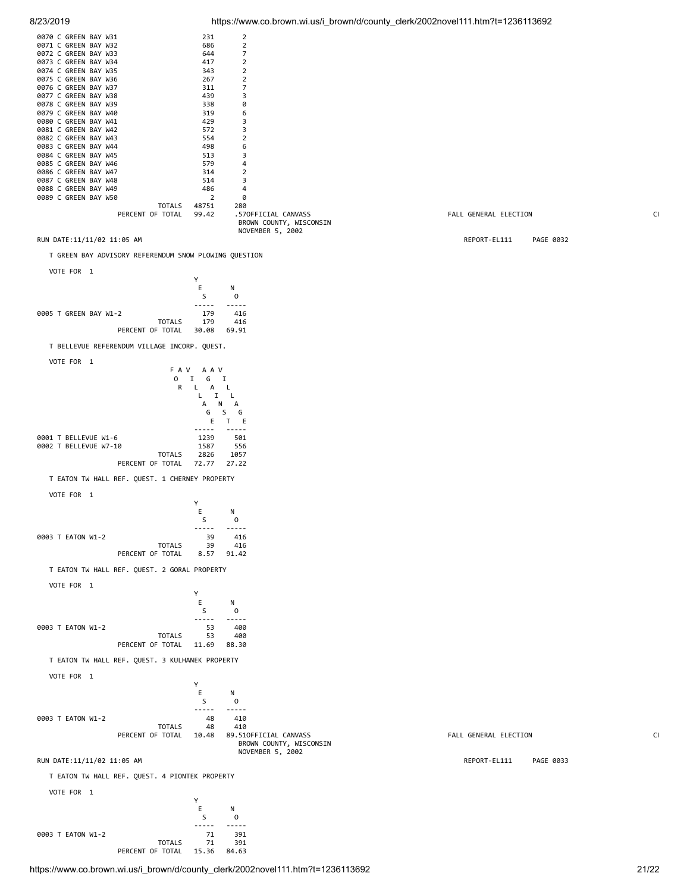| | | |
|---|---|---|
| 0070 C GREEN BAY W31 | 231 | 2 |
| 0071 C GREEN BAY W32 | 686 | 2 |
| 0072 C GREEN BAY W33 | 644 | 7 |
| 0073 C GREEN BAY W34 | 417 | 2 |
| 0074 C GREEN BAY W35 | 343 | 2 |
| 0075 C GREEN BAY W36 | 267 | 2 |
| 0076 C GREEN BAY W37 | 311 | 7 |
| 0077 C GREEN BAY W38 | 439 | 3 |
| 0078 C GREEN BAY W39 | 338 | 0 |
| 0079 C GREEN BAY W40 | 319 | 6 |
| 0080 C GREEN BAY W41 | 429 | 3 |
| 0081 C GREEN BAY W42 | 572 | 3 |
| 0082 C GREEN BAY W43 | 554 | 2 |
| 0083 C GREEN BAY W44 | 498 | 6 |
| 0084 C GREEN BAY W45 | 513 | 3 |
| 0085 C GREEN BAY W46 | 579 | 4 |
| 0086 C GREEN BAY W47 | 314 | 2 |
| 0087 C GREEN BAY W48 | 514 | 3 |
| 0088 C GREEN BAY W49 | 486 | 4 |
| 0089 C GREEN BAY W50 | 2 | 0 |
| TOTALS | 48751 | 280 |
| PERCENT OF TOTAL | 99.42 | .57 |

OFFICIAL CANVASS
BROWN COUNTY, WISCONSIN
NOVEMBER 5, 2002

FALL GENERAL ELECTION

RUN DATE:11/11/02 11:05 AM

REPORT-EL111 PAGE 0032

T GREEN BAY ADVISORY REFERENDUM SNOW PLOWING QUESTION

VOTE FOR 1

| | YES | NO |
|---|---|---|
| 0005 T GREEN BAY W1-2 | 179 | 416 |
| TOTALS | 179 | 416 |
| PERCENT OF TOTAL | 30.08 | 69.91 |

T BELLEVUE REFERENDUM VILLAGE INCORP. QUEST.

VOTE FOR 1

| | FOR VILLAGE | AGAINST VILLAGE |
|---|---|---|
| 0001 T BELLEVUE W1-6 | 1239 | 501 |
| 0002 T BELLEVUE W7-10 | 1587 | 556 |
| TOTALS | 2826 | 1057 |
| PERCENT OF TOTAL | 72.77 | 27.22 |

T EATON TW HALL REF. QUEST. 1 CHERNEY PROPERTY

VOTE FOR 1

| | YES | NO |
|---|---|---|
| 0003 T EATON W1-2 | 39 | 416 |
| TOTALS | 39 | 416 |
| PERCENT OF TOTAL | 8.57 | 91.42 |

T EATON TW HALL REF. QUEST. 2 GORAL PROPERTY

VOTE FOR 1

| | YES | NO |
|---|---|---|
| 0003 T EATON W1-2 | 53 | 400 |
| TOTALS | 53 | 400 |
| PERCENT OF TOTAL | 11.69 | 88.30 |

T EATON TW HALL REF. QUEST. 3 KULHANEK PROPERTY

VOTE FOR 1

| | YES | NO |
|---|---|---|
| 0003 T EATON W1-2 | 48 | 410 |
| TOTALS | 48 | 410 |
| PERCENT OF TOTAL | 10.48 | 89.51 |

OFFICIAL CANVASS
BROWN COUNTY, WISCONSIN
NOVEMBER 5, 2002

FALL GENERAL ELECTION

RUN DATE:11/11/02 11:05 AM

REPORT-EL111 PAGE 0033

T EATON TW HALL REF. QUEST. 4 PIONTEK PROPERTY

VOTE FOR 1

| | YES | NO |
|---|---|---|
| 0003 T EATON W1-2 | 71 | 391 |
| TOTALS | 71 | 391 |
| PERCENT OF TOTAL | 15.36 | 84.63 |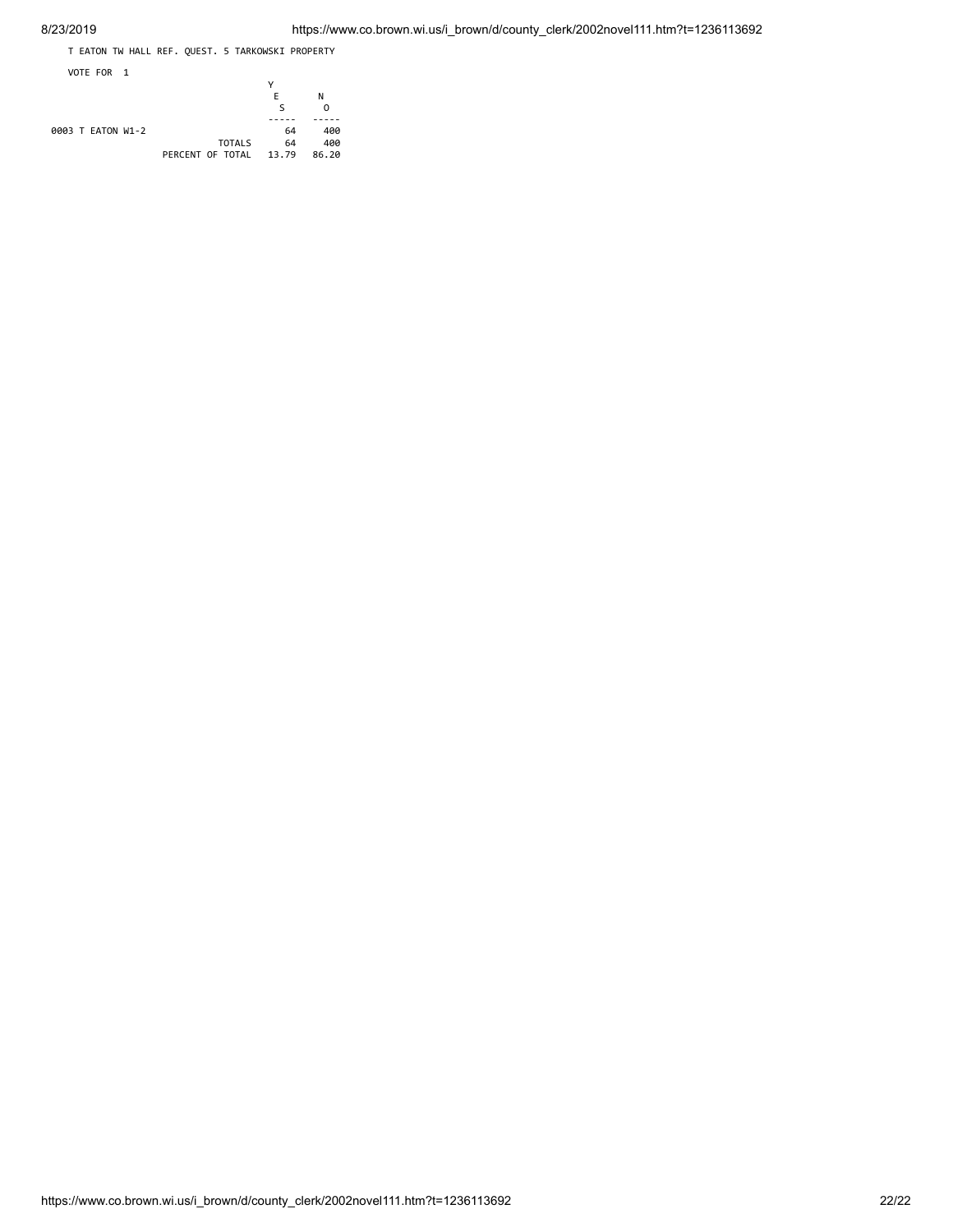T EATON TW HALL REF. QUEST. 5 TARKOWSKI PROPERTY

VOTE FOR 1

| | YES | NO |
|---|---|---|
| 0003 T EATON W1-2 | 64 | 400 |
| TOTALS | 64 | 400 |
| PERCENT OF TOTAL | 13.79 | 86.20 |